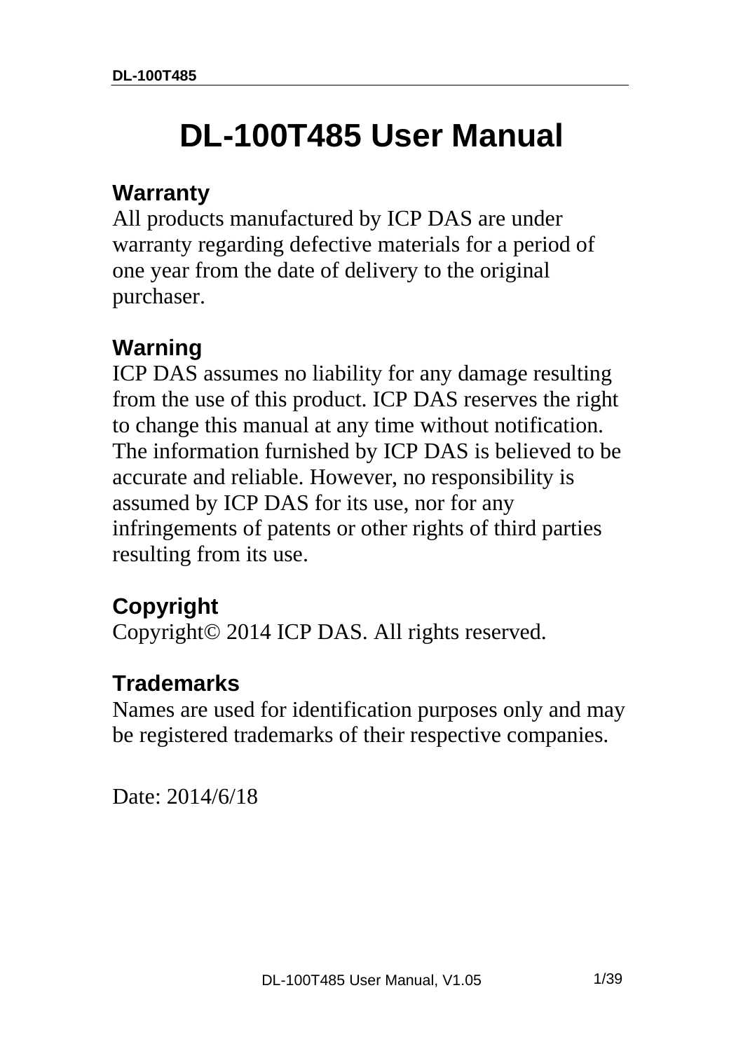# DL-100T485 User Manual

## Warranty

All products manufactured by ICP DAS are under warranty regarding defective materials for a period of one year from the date of delivery to the original purchaser.

## Warning

ICP DAS assumes no liability for any damage resulting from the use of this product. ICP DAS reserves the right to change this manual at any time without notification. The information furnished by ICP DAS is believed to be accurate and reliable. However, no responsibility is assumed by ICP DAS for its use, nor for any infringements of patents or other rights of third parties resulting from its use.

## Copyright

Copyright© 2014 ICP DAS. All rights reserved.

## Trademarks

Names are used for identification purposes only and may be registered trademarks of their respective companies.

Date: 2014/6/18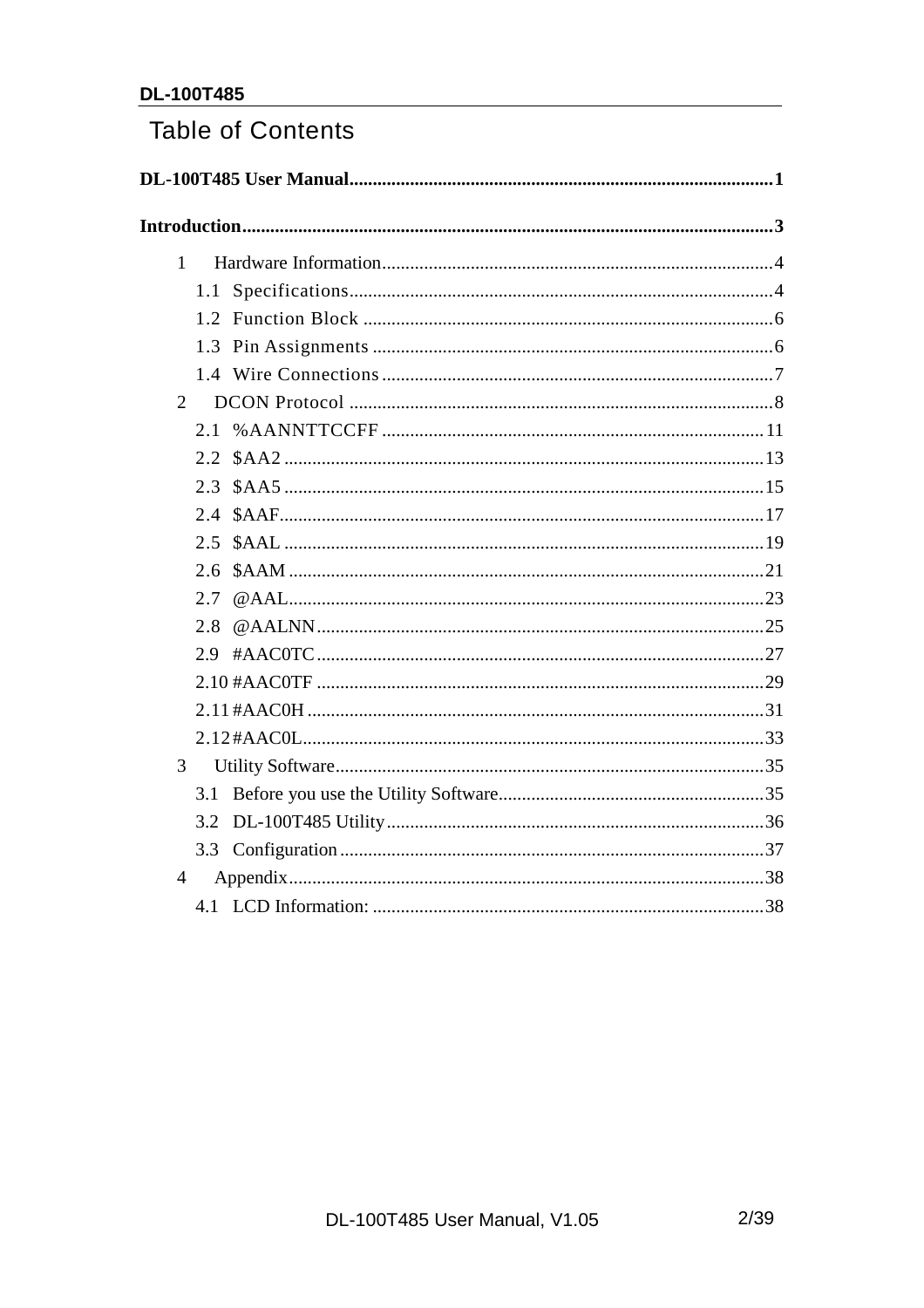# Table of Contents

**DL-100T485 User Manual** ........................................................ **1**

**Introduction** ........................................................ **3**

- 1 Hardware Information ........................................................ 4
  - 1.1 Specifications ........................................................ 4
  - 1.2 Function Block ........................................................ 6
  - 1.3 Pin Assignments ........................................................ 6
  - 1.4 Wire Connections ........................................................ 7
- 2 DCON Protocol ........................................................ 8
  - 2.1 %AANNTTCCFF ........................................................ 11
  - 2.2 $AA2 ........................................................ 13
  - 2.3 $AA5 ........................................................ 15
  - 2.4 $AAF ........................................................ 17
  - 2.5 $AAL ........................................................ 19
  - 2.6 $AAM ........................................................ 21
  - 2.7 @AAL ........................................................ 23
  - 2.8 @AALNN ........................................................ 25
  - 2.9 #AAC0TC ........................................................ 27
  - 2.10 #AAC0TF ........................................................ 29
  - 2.11 #AAC0H ........................................................ 31
  - 2.12 #AAC0L ........................................................ 33
- 3 Utility Software ........................................................ 35
  - 3.1 Before you use the Utility Software ........................................................ 35
  - 3.2 DL-100T485 Utility ........................................................ 36
  - 3.3 Configuration ........................................................ 37
- 4 Appendix ........................................................ 38
  - 4.1 LCD Information: ........................................................ 38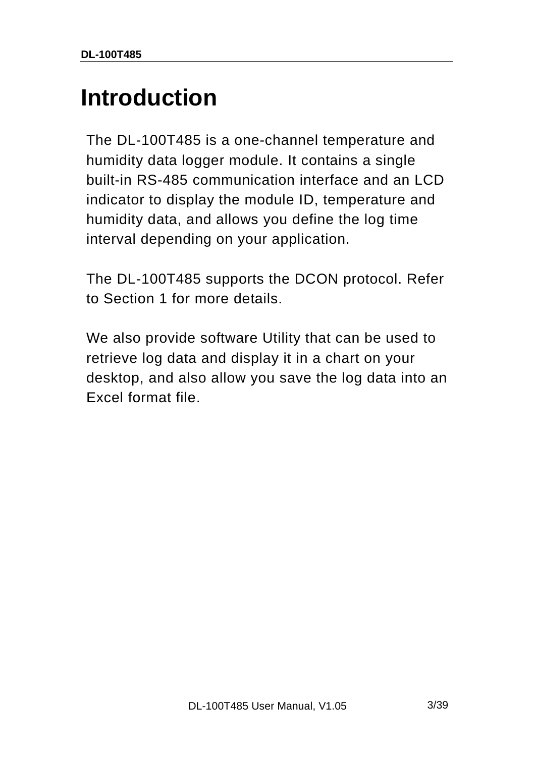# Introduction

The DL-100T485 is a one-channel temperature and humidity data logger module. It contains a single built-in RS-485 communication interface and an LCD indicator to display the module ID, temperature and humidity data, and allows you define the log time interval depending on your application.

The DL-100T485 supports the DCON protocol. Refer to Section 1 for more details.

We also provide software Utility that can be used to retrieve log data and display it in a chart on your desktop, and also allow you save the log data into an Excel format file.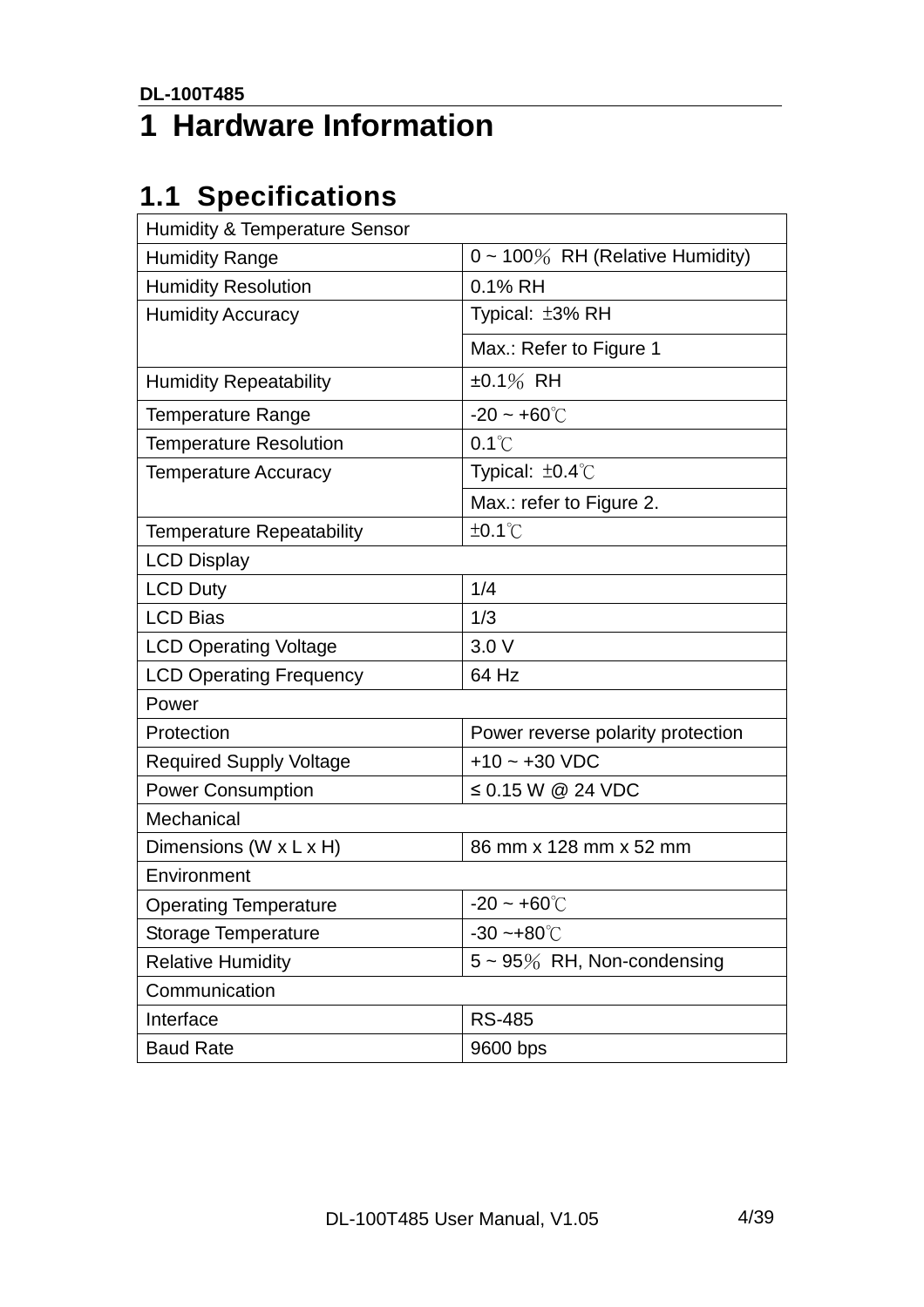# 1 Hardware Information

## 1.1 Specifications

| Humidity & Temperature Sensor | |
|---|---|
| Humidity Range | 0 ~ 100％ RH (Relative Humidity) |
| Humidity Resolution | 0.1% RH |
| Humidity Accuracy | Typical: ±3% RH |
| | Max.: Refer to Figure 1 |
| Humidity Repeatability | ±0.1％ RH |
| Temperature Range | -20 ~ +60℃ |
| Temperature Resolution | 0.1℃ |
| Temperature Accuracy | Typical: ±0.4℃ |
| | Max.: refer to Figure 2. |
| Temperature Repeatability | ±0.1℃ |
| LCD Display | |
| LCD Duty | 1/4 |
| LCD Bias | 1/3 |
| LCD Operating Voltage | 3.0 V |
| LCD Operating Frequency | 64 Hz |
| Power | |
| Protection | Power reverse polarity protection |
| Required Supply Voltage | +10 ~ +30 VDC |
| Power Consumption | ≤ 0.15 W @ 24 VDC |
| Mechanical | |
| Dimensions (W x L x H) | 86 mm x 128 mm x 52 mm |
| Environment | |
| Operating Temperature | -20 ~ +60℃ |
| Storage Temperature | -30 ~+80℃ |
| Relative Humidity | 5 ~ 95％ RH, Non-condensing |
| Communication | |
| Interface | RS-485 |
| Baud Rate | 9600 bps |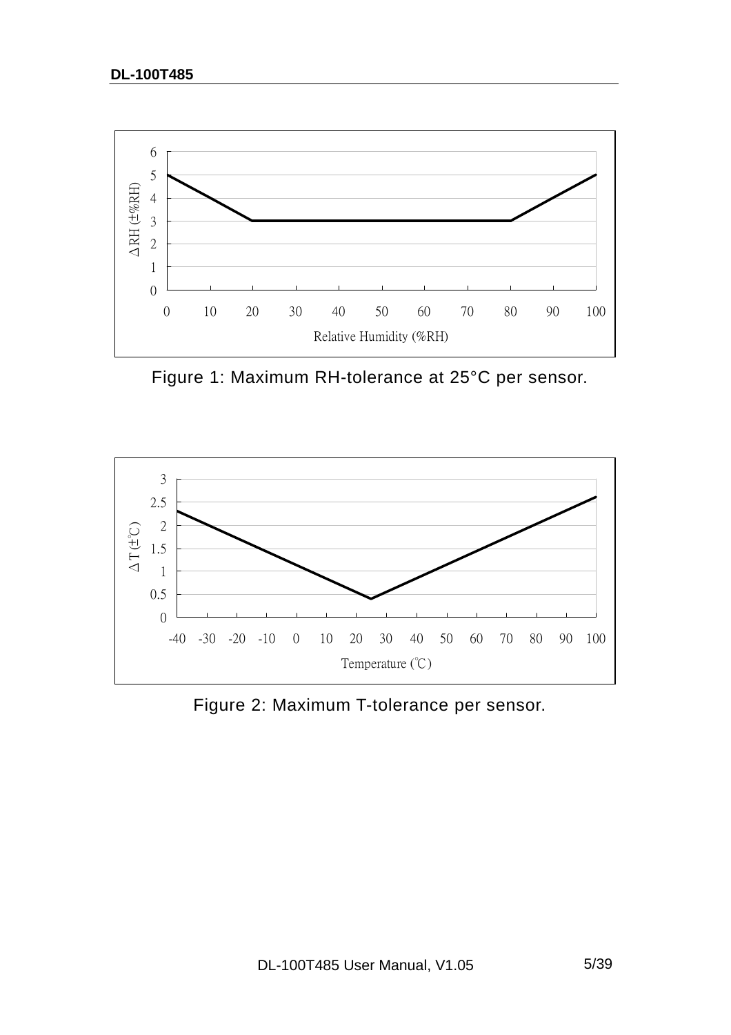Figure 1: Maximum RH-tolerance at 25°C per sensor.

Figure 2: Maximum T-tolerance per sensor.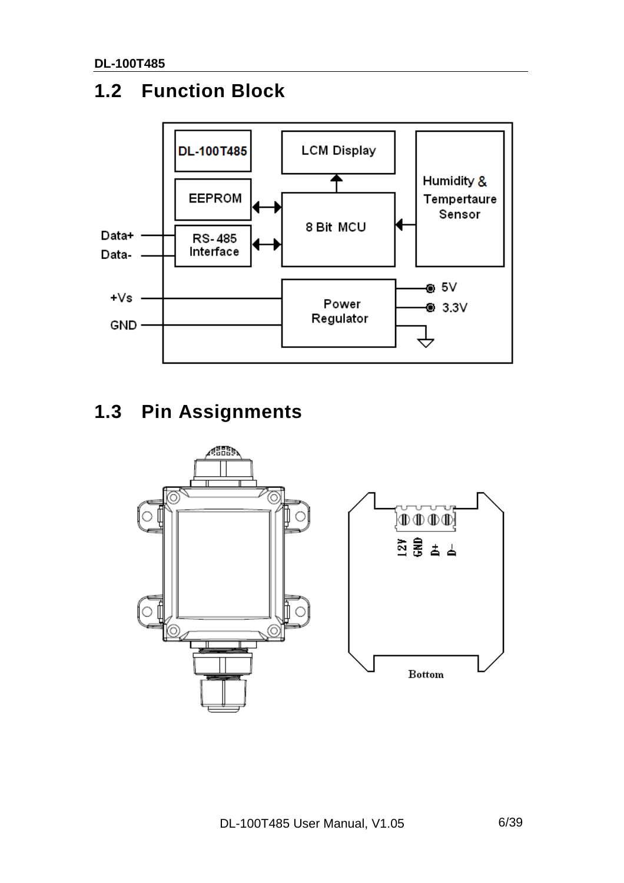## 1.2 Function Block

DL-100T485

LCM Display

EEPROM

8 Bit MCU

Humidity & Tempertaure Sensor

Data+

Data-

RS-485 Interface

+Vs

GND

Power Regulator

5V

3.3V

## 1.3 Pin Assignments

12V GND D+ D-

Bottom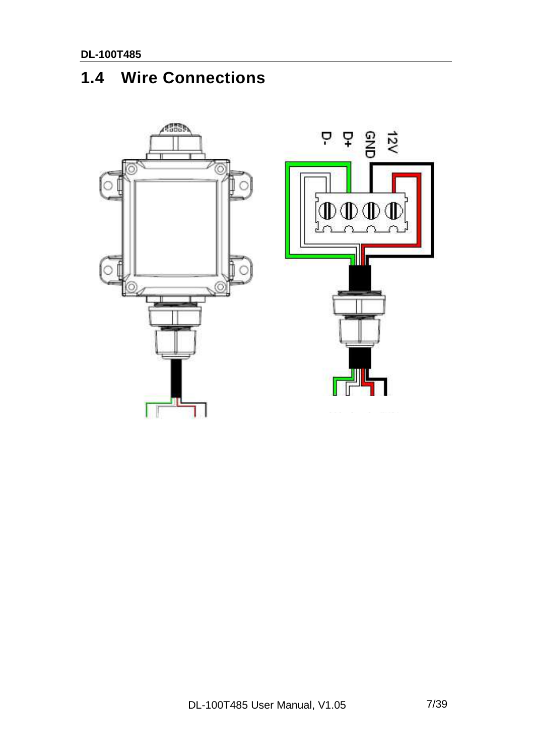## 1.4 Wire Connections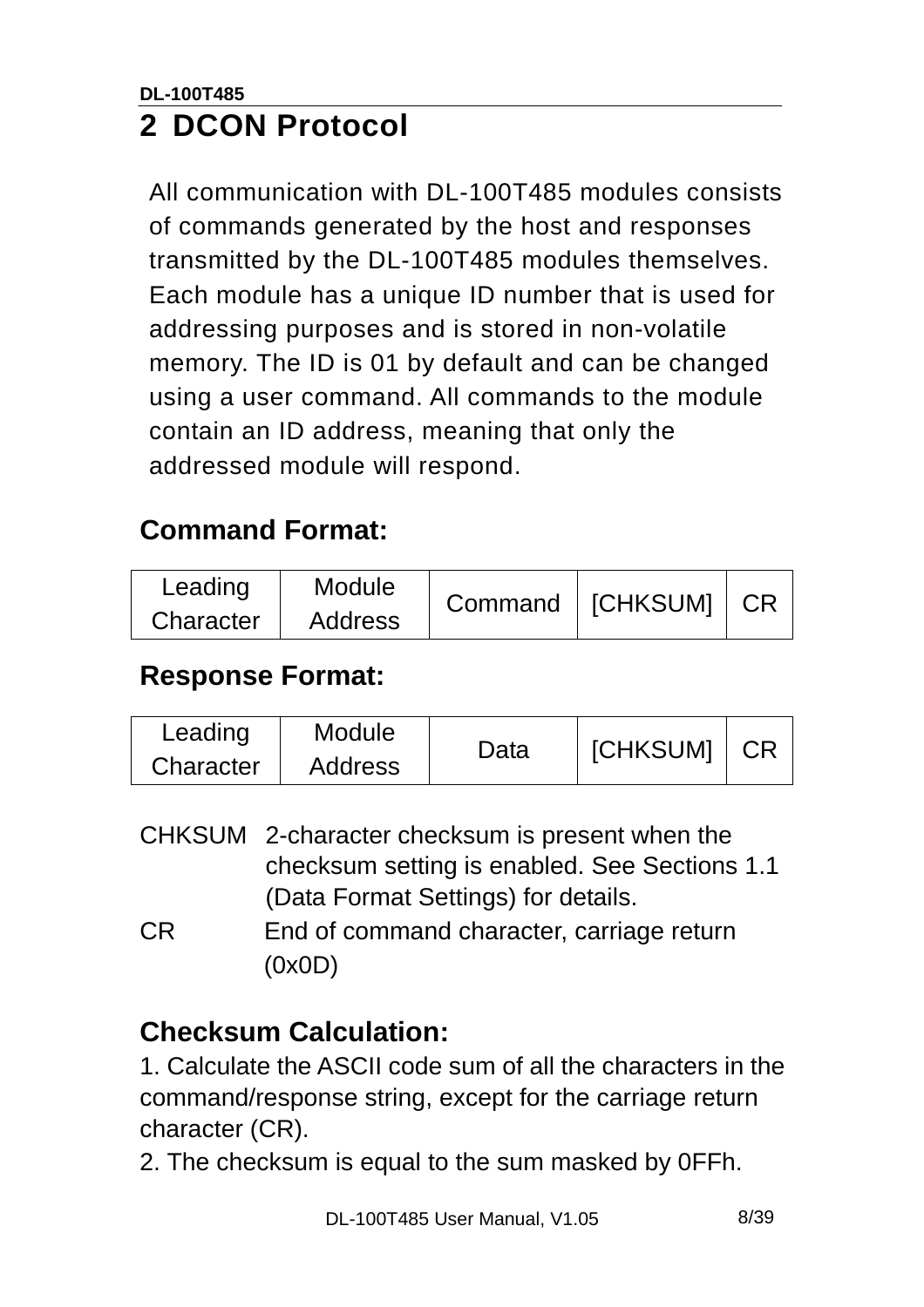# 2 DCON Protocol

All communication with DL-100T485 modules consists of commands generated by the host and responses transmitted by the DL-100T485 modules themselves. Each module has a unique ID number that is used for addressing purposes and is stored in non-volatile memory. The ID is 01 by default and can be changed using a user command. All commands to the module contain an ID address, meaning that only the addressed module will respond.

### Command Format:

| Leading Character | Module Address | Command | [CHKSUM] | CR |
|---|---|---|---|---|

### Response Format:

| Leading Character | Module Address | Data | [CHKSUM] | CR |
|---|---|---|---|---|

CHKSUM 2-character checksum is present when the checksum setting is enabled. See Sections 1.1 (Data Format Settings) for details.

CR End of command character, carriage return (0x0D)

### Checksum Calculation:

1. Calculate the ASCII code sum of all the characters in the command/response string, except for the carriage return character (CR).
2. The checksum is equal to the sum masked by 0FFh.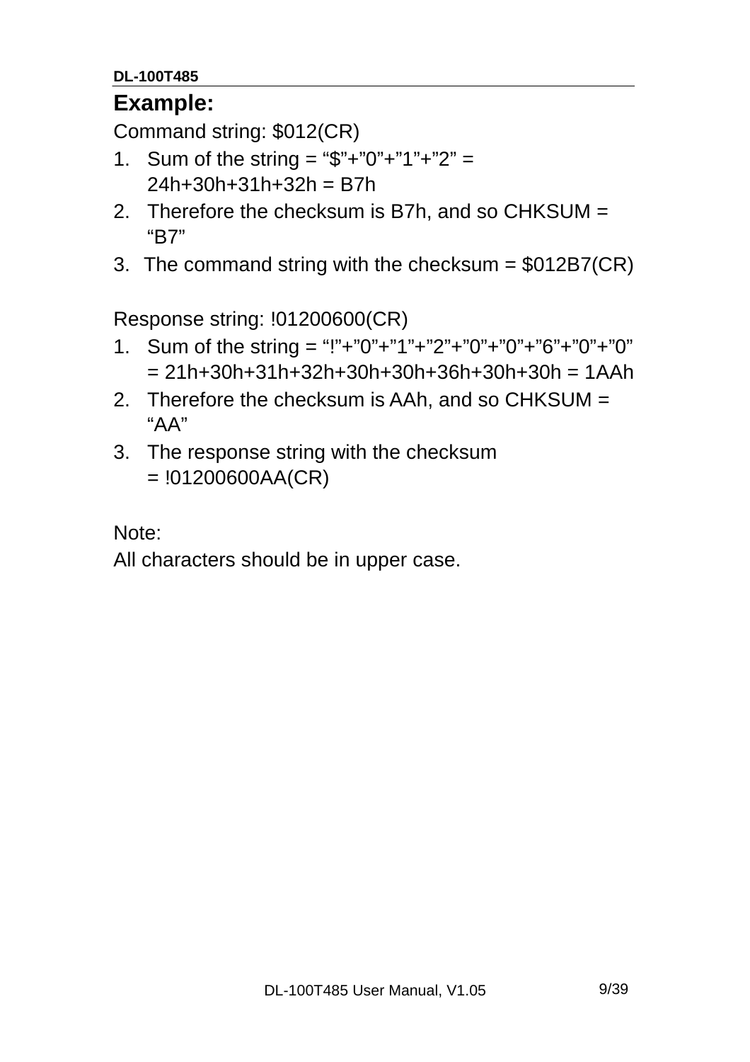**Example:**

Command string: $012(CR)

1. Sum of the string = “$”+”0”+”1”+”2” = 24h+30h+31h+32h = B7h
2. Therefore the checksum is B7h, and so CHKSUM = “B7”
3. The command string with the checksum = $012B7(CR)

Response string: !01200600(CR)

1. Sum of the string = “!”+”0”+”1”+”2”+”0”+”0”+”6”+”0”+”0” = 21h+30h+31h+32h+30h+30h+36h+30h+30h = 1AAh
2. Therefore the checksum is AAh, and so CHKSUM = “AA”
3. The response string with the checksum = !01200600AA(CR)

Note:
All characters should be in upper case.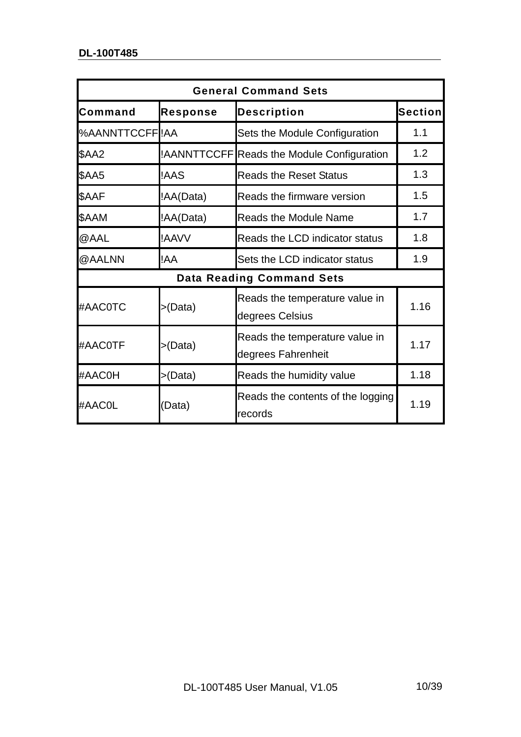| General Command Sets | | | |
|---|---|---|---|
| **Command** | **Response** | **Description** | **Section** |
| %AANNTTCCFF | !AA | Sets the Module Configuration | 1.1 |
| $AA2 | !AANNTTCCFF | Reads the Module Configuration | 1.2 |
| $AA5 | !AAS | Reads the Reset Status | 1.3 |
| $AAF | !AA(Data) | Reads the firmware version | 1.5 |
| $AAM | !AA(Data) | Reads the Module Name | 1.7 |
| @AAL | !AAVV | Reads the LCD indicator status | 1.8 |
| @AALNN | !AA | Sets the LCD indicator status | 1.9 |
| **Data Reading Command Sets** | | | |
| #AAC0TC | >(Data) | Reads the temperature value in degrees Celsius | 1.16 |
| #AAC0TF | >(Data) | Reads the temperature value in degrees Fahrenheit | 1.17 |
| #AAC0H | >(Data) | Reads the humidity value | 1.18 |
| #AAC0L | (Data) | Reads the contents of the logging records | 1.19 |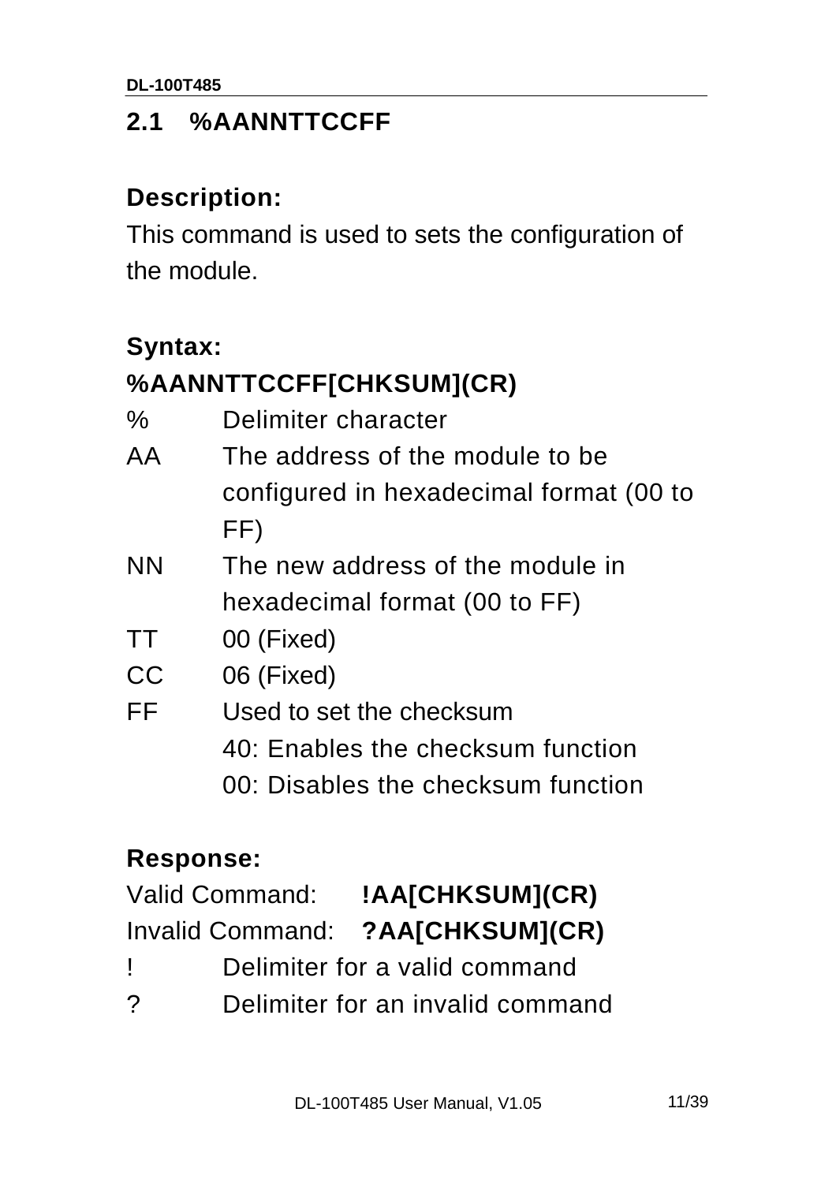## 2.1 %AANNTTCCFF

**Description:**

This command is used to sets the configuration of the module.

**Syntax:**

**%AANNTTCCFF[CHKSUM](CR)**

| | |
|---|---|
| % | Delimiter character |
| AA | The address of the module to be configured in hexadecimal format (00 to FF) |
| NN | The new address of the module in hexadecimal format (00 to FF) |
| TT | 00 (Fixed) |
| CC | 06 (Fixed) |
| FF | Used to set the checksum<br>40: Enables the checksum function<br>00: Disables the checksum function |

**Response:**

Valid Command: **!AA[CHKSUM](CR)**

Invalid Command: **?AA[CHKSUM](CR)**

| | |
|---|---|
| ! | Delimiter for a valid command |
| ? | Delimiter for an invalid command |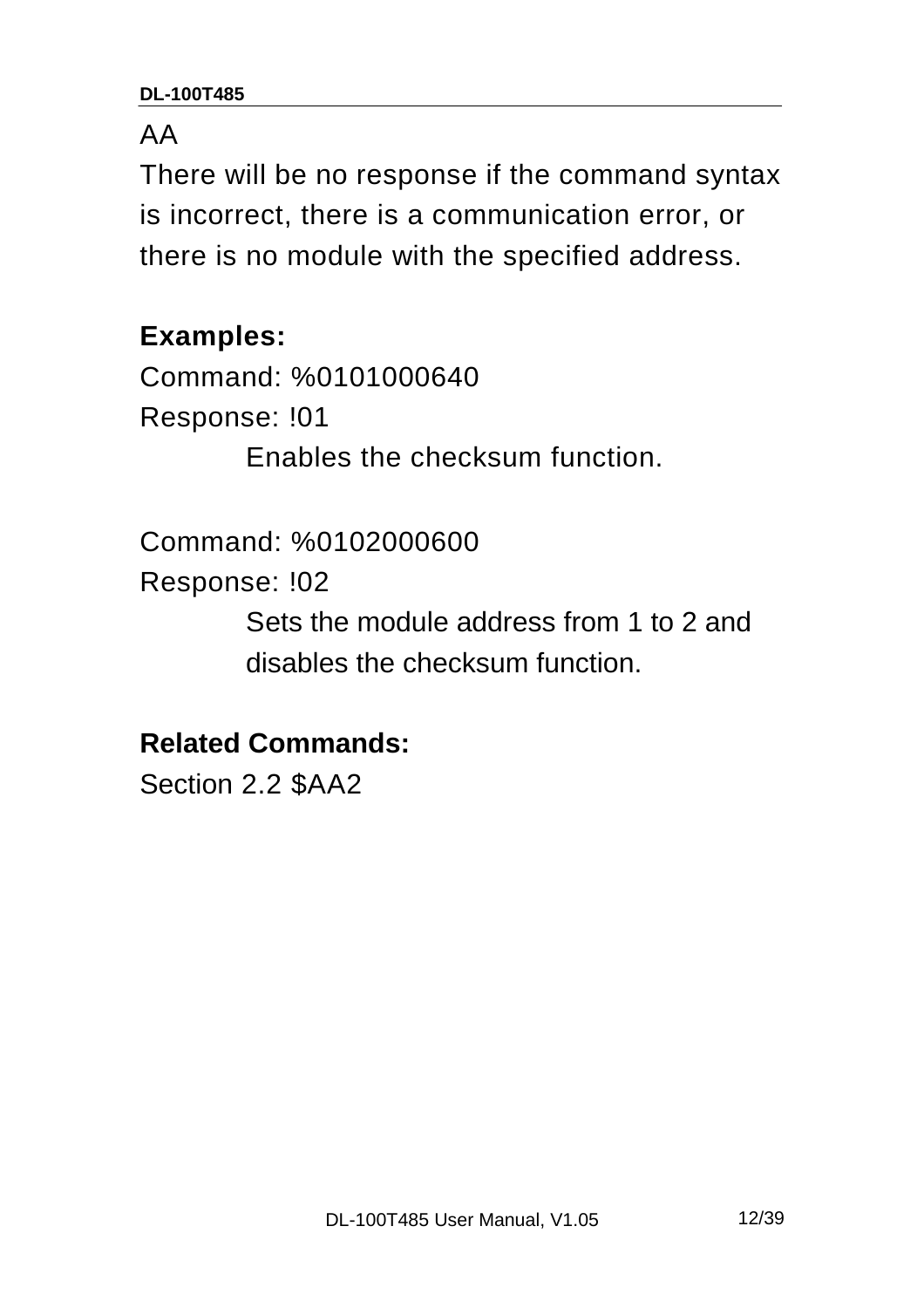AA

There will be no response if the command syntax is incorrect, there is a communication error, or there is no module with the specified address.

**Examples:**

Command: %0101000640
Response: !01

Enables the checksum function.

Command: %0102000600
Response: !02

Sets the module address from 1 to 2 and disables the checksum function.

**Related Commands:**

Section 2.2 $AA2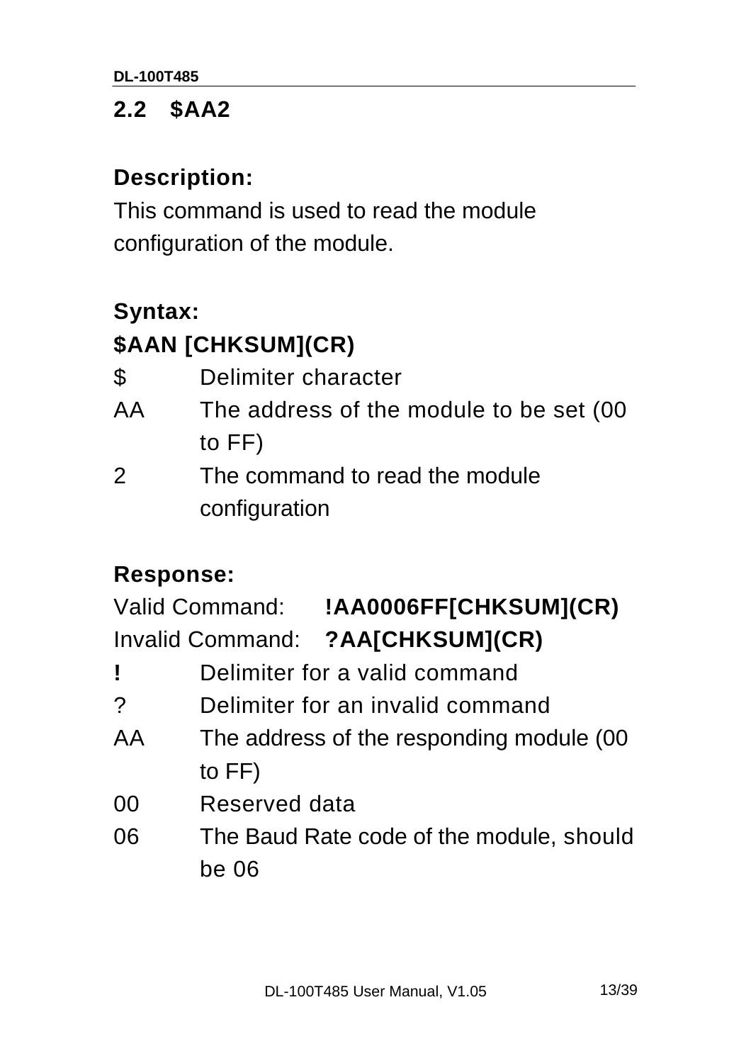## 2.2 $AA2

**Description:**

This command is used to read the module configuration of the module.

**Syntax:**

**$AAN [CHKSUM](CR)**

| | |
|---|---|
| $ | Delimiter character |
| AA | The address of the module to be set (00 to FF) |
| 2 | The command to read the module configuration |

**Response:**

Valid Command: **!AA0006FF[CHKSUM](CR)**

Invalid Command: **?AA[CHKSUM](CR)**

| | |
|---|---|
| **!** | Delimiter for a valid command |
| ? | Delimiter for an invalid command |
| AA | The address of the responding module (00 to FF) |
| 00 | Reserved data |
| 06 | The Baud Rate code of the module, should be 06 |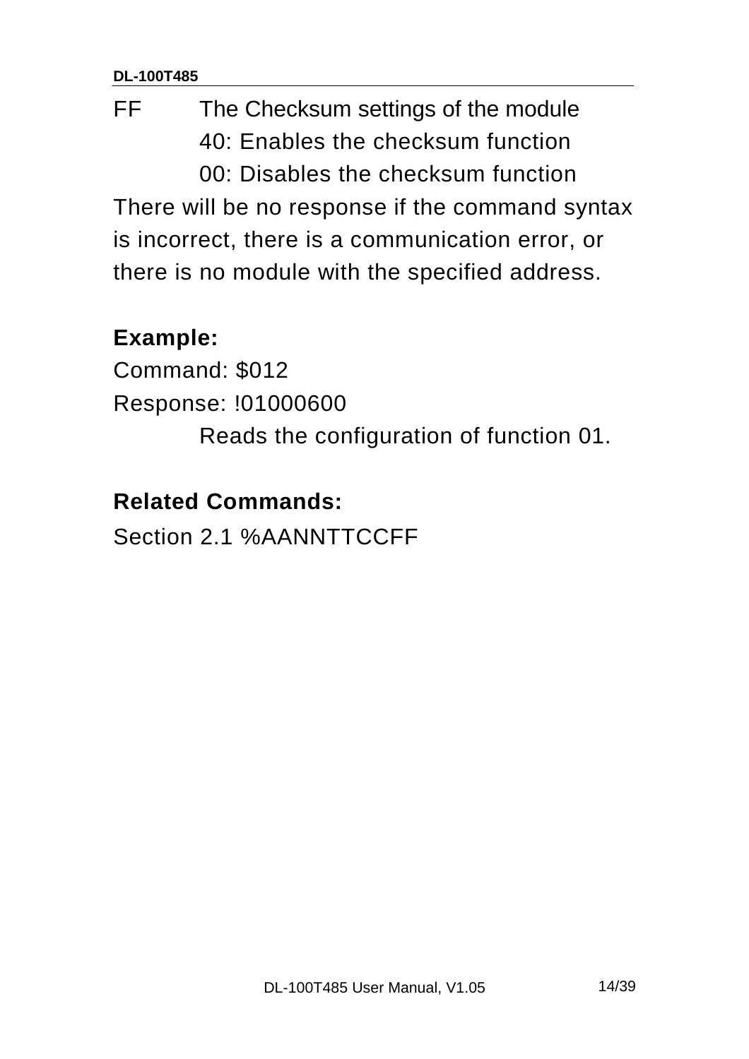FF The Checksum settings of the module

40: Enables the checksum function

00: Disables the checksum function

There will be no response if the command syntax is incorrect, there is a communication error, or there is no module with the specified address.

**Example:**

Command: $012

Response: !01000600

Reads the configuration of function 01.

**Related Commands:**

Section 2.1 %AANNTTCCFF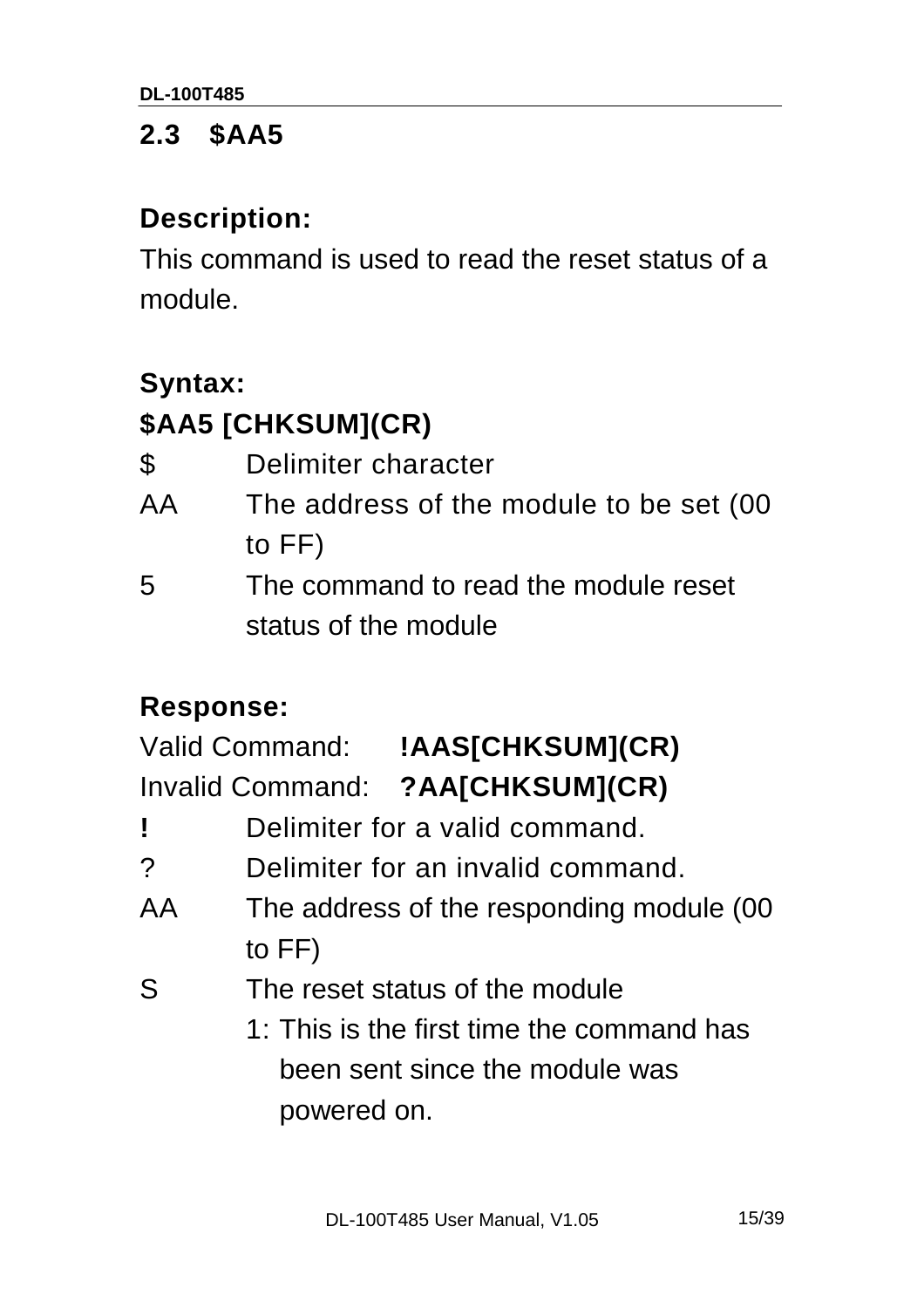## 2.3 $AA5

### Description:

This command is used to read the reset status of a module.

### Syntax:

**$AA5 [CHKSUM](CR)**

| | |
|---|---|
| $ | Delimiter character |
| AA | The address of the module to be set (00 to FF) |
| 5 | The command to read the module reset status of the module |

### Response:

Valid Command: **!AAS[CHKSUM](CR)**
Invalid Command: **?AA[CHKSUM](CR)**

| | |
|---|---|
| **!** | Delimiter for a valid command. |
| ? | Delimiter for an invalid command. |
| AA | The address of the responding module (00 to FF) |
| S | The reset status of the module<br>1: This is the first time the command has been sent since the module was powered on. |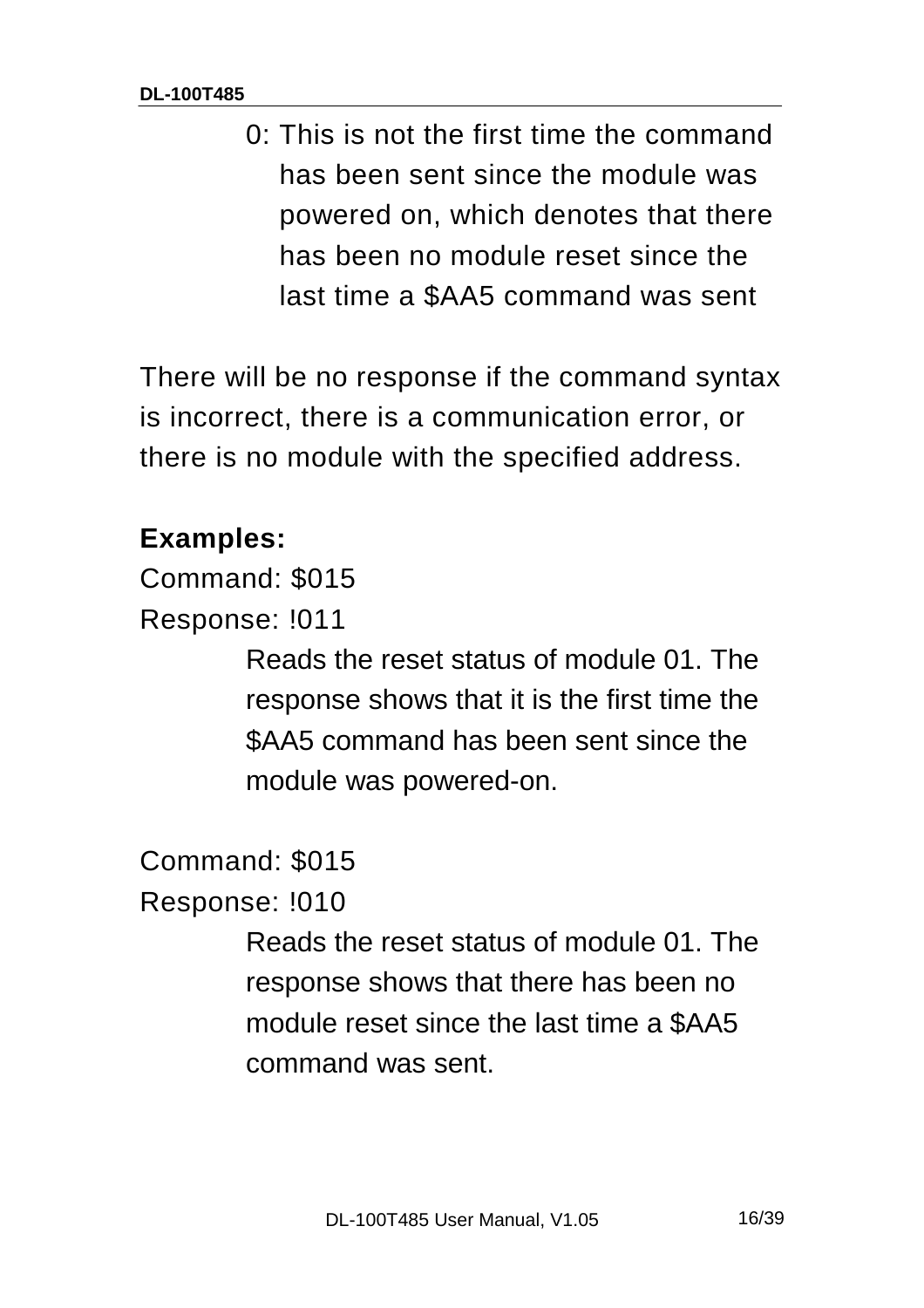0: This is not the first time the command has been sent since the module was powered on, which denotes that there has been no module reset since the last time a $AA5 command was sent

There will be no response if the command syntax is incorrect, there is a communication error, or there is no module with the specified address.

**Examples:**

Command: $015
Response: !011

Reads the reset status of module 01. The response shows that it is the first time the $AA5 command has been sent since the module was powered-on.

Command: $015
Response: !010

Reads the reset status of module 01. The response shows that there has been no module reset since the last time a $AA5 command was sent.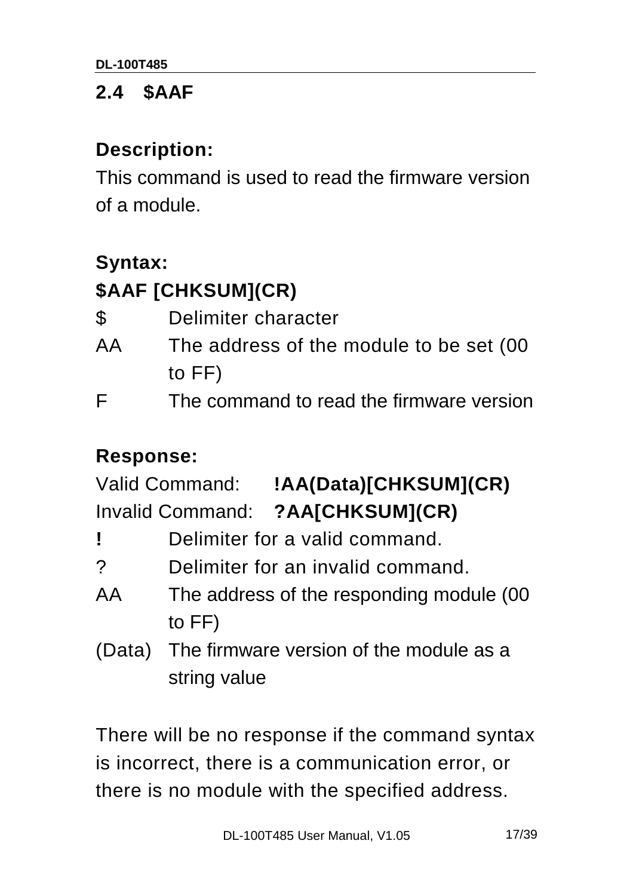## 2.4 $AAF

### Description:

This command is used to read the firmware version of a module.

### Syntax:

**$AAF [CHKSUM](CR)**

| | |
|---|---|
| $ | Delimiter character |
| AA | The address of the module to be set (00 to FF) |
| F | The command to read the firmware version |

### Response:

Valid Command: **!AA(Data)[CHKSUM](CR)**

Invalid Command: **?AA[CHKSUM](CR)**

| | |
|---|---|
| **!** | Delimiter for a valid command. |
| ? | Delimiter for an invalid command. |
| AA | The address of the responding module (00 to FF) |
| (Data) | The firmware version of the module as a string value |

There will be no response if the command syntax is incorrect, there is a communication error, or there is no module with the specified address.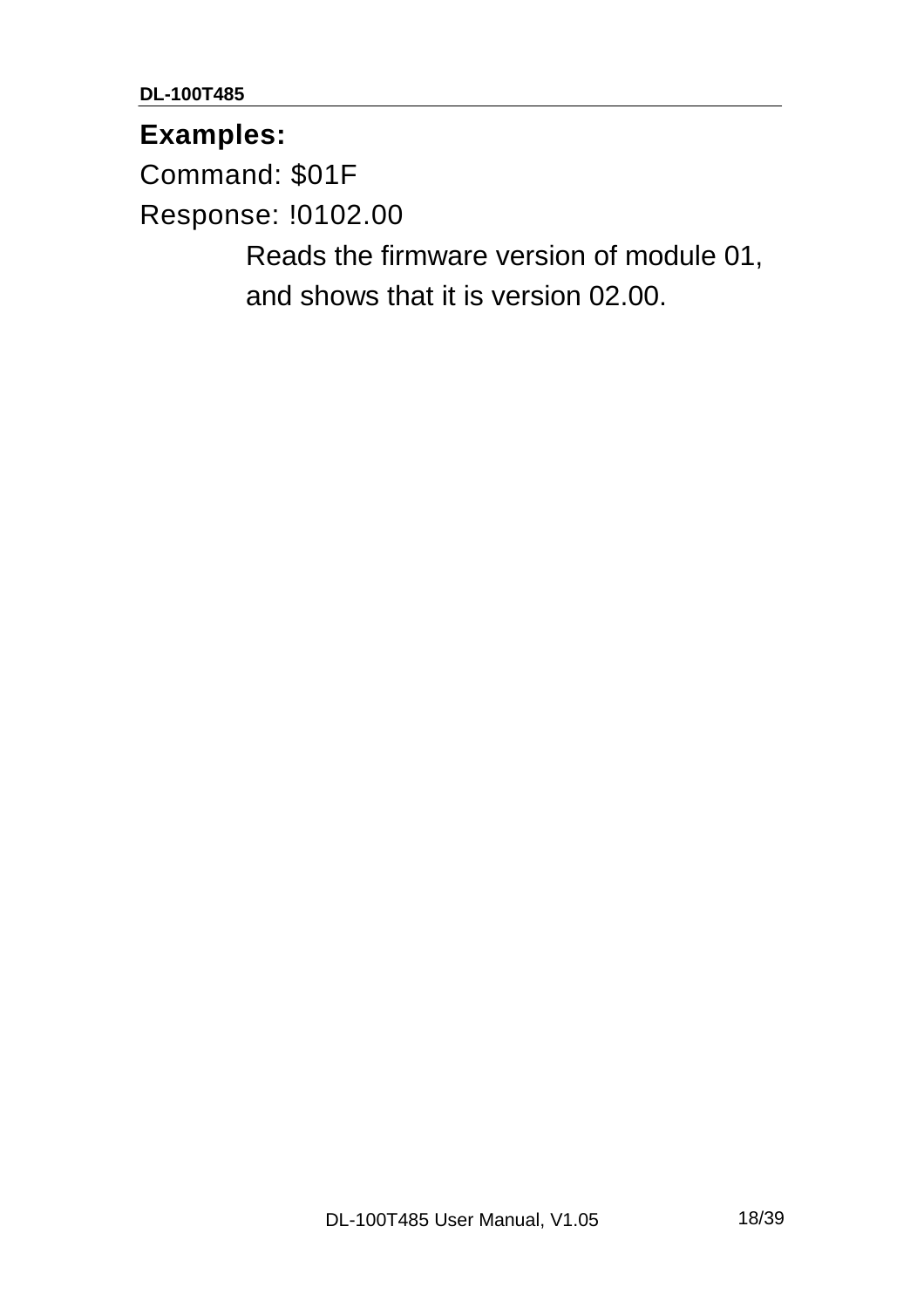**Examples:**

Command: $01F

Response: !0102.00

Reads the firmware version of module 01, and shows that it is version 02.00.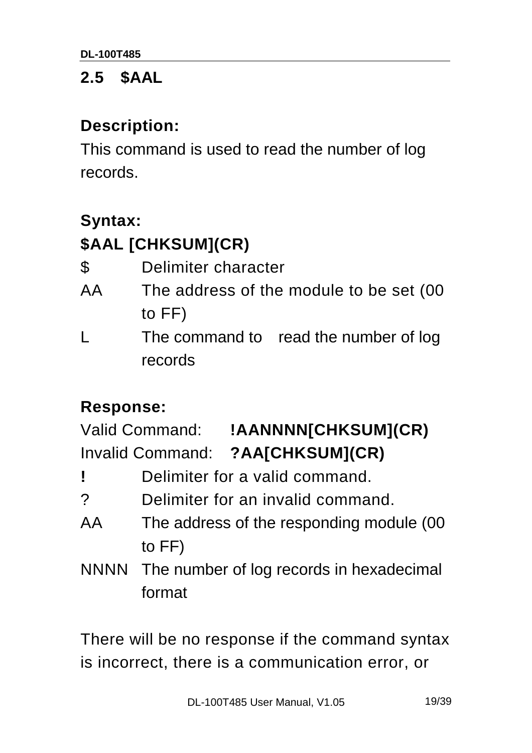## 2.5 $AAL

### Description:

This command is used to read the number of log records.

### Syntax:

**$AAL [CHKSUM](CR)**

| | |
|---|---|
| $ | Delimiter character |
| AA | The address of the module to be set (00 to FF) |
| L | The command to read the number of log records |

### Response:

Valid Command: **!AANNNN[CHKSUM](CR)**
Invalid Command: **?AA[CHKSUM](CR)**

| | |
|---|---|
| **!** | Delimiter for a valid command. |
| ? | Delimiter for an invalid command. |
| AA | The address of the responding module (00 to FF) |
| NNNN | The number of log records in hexadecimal format |

There will be no response if the command syntax is incorrect, there is a communication error, or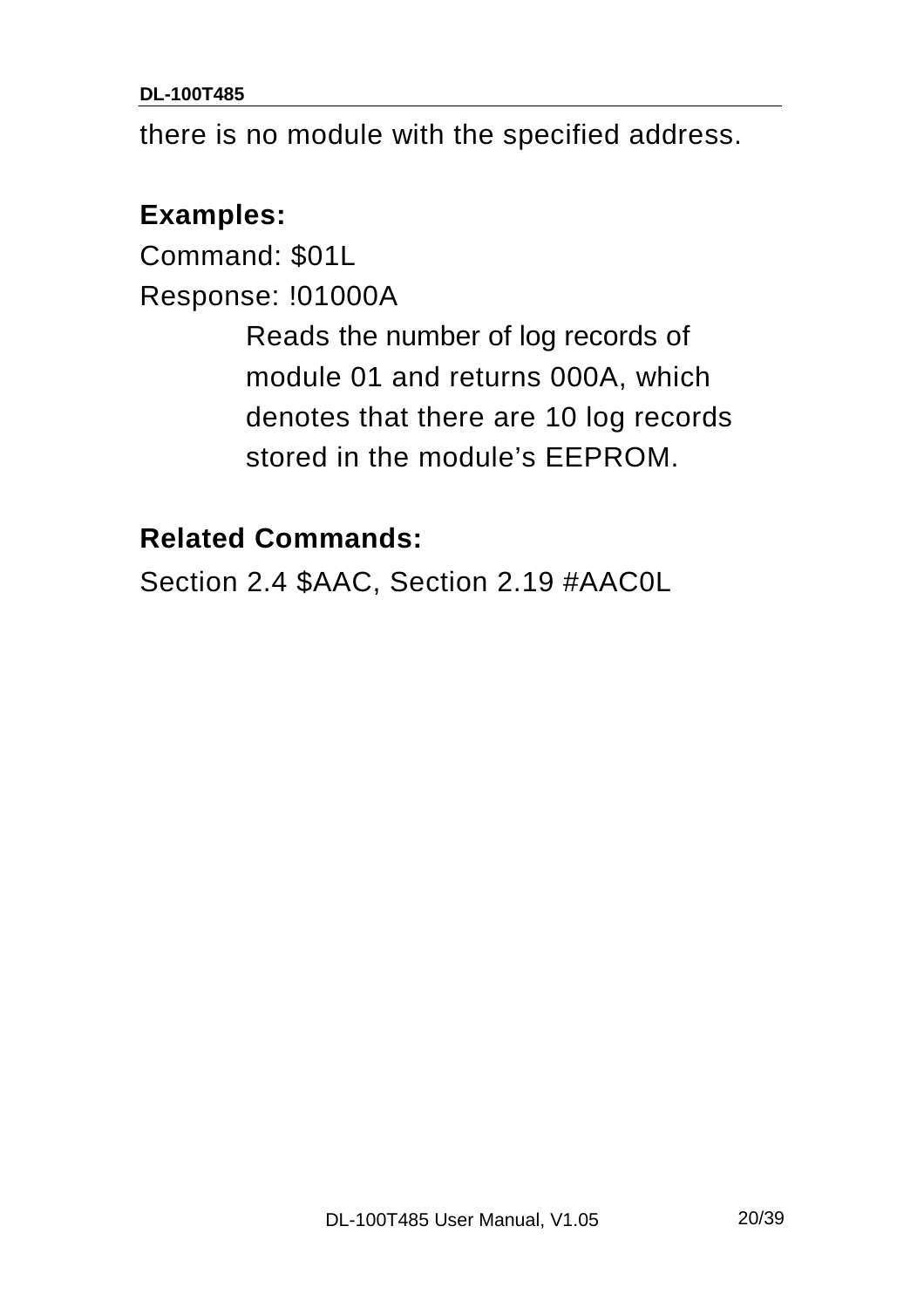there is no module with the specified address.

**Examples:**

Command: $01L

Response: !01000A

Reads the number of log records of module 01 and returns 000A, which denotes that there are 10 log records stored in the module's EEPROM.

**Related Commands:**

Section 2.4 $AAC, Section 2.19 #AAC0L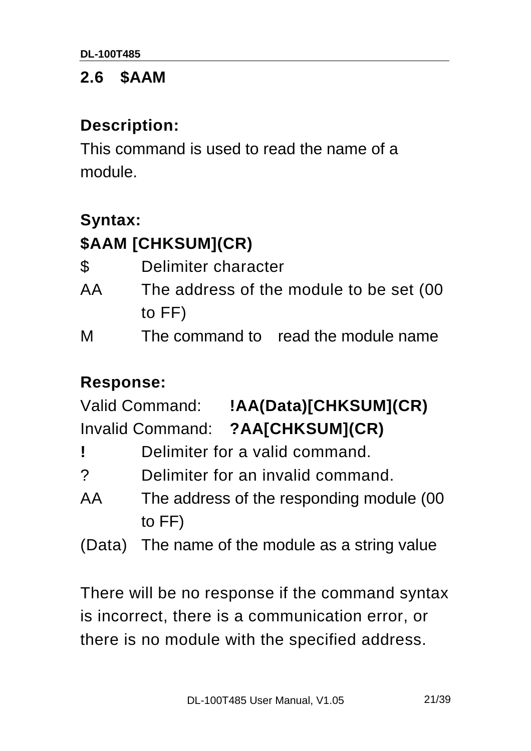## 2.6 $AAM

**Description:**

This command is used to read the name of a module.

**Syntax:**

**$AAM [CHKSUM](CR)**

| | |
|---|---|
| $ | Delimiter character |
| AA | The address of the module to be set (00 to FF) |
| M | The command to read the module name |

**Response:**

Valid Command: **!AA(Data)[CHKSUM](CR)**

Invalid Command: **?AA[CHKSUM](CR)**

| | |
|---|---|
| **!** | Delimiter for a valid command. |
| ? | Delimiter for an invalid command. |
| AA | The address of the responding module (00 to FF) |
| (Data) | The name of the module as a string value |

There will be no response if the command syntax is incorrect, there is a communication error, or there is no module with the specified address.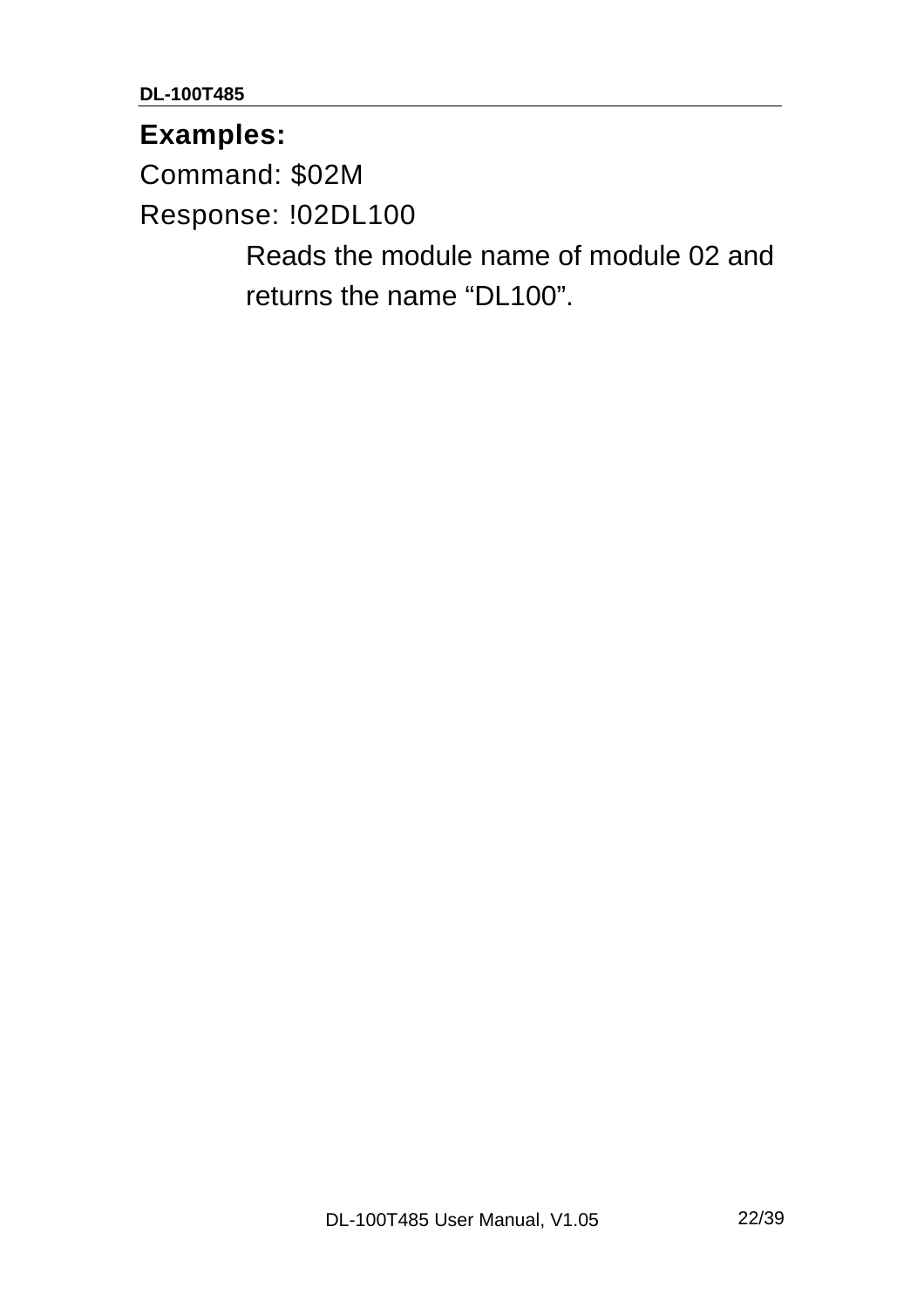**Examples:**

Command: $02M

Response: !02DL100

Reads the module name of module 02 and returns the name “DL100”.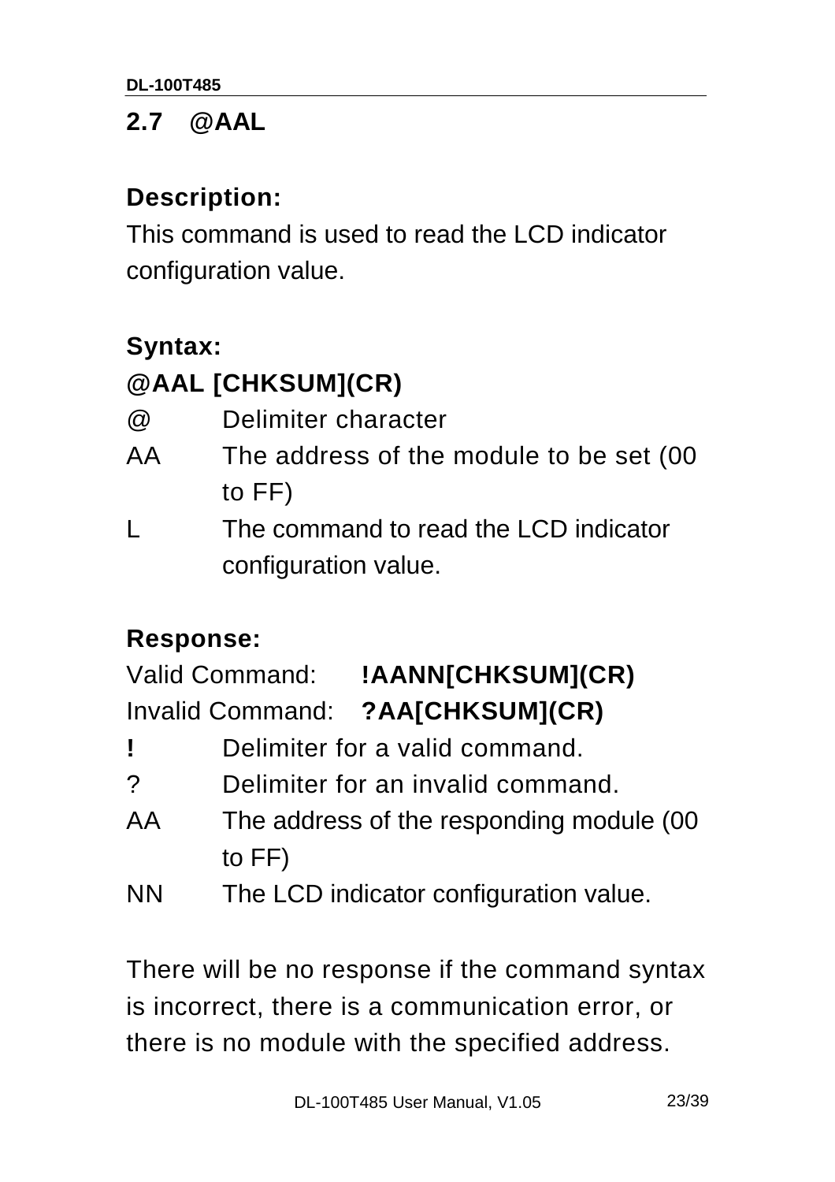## 2.7 @AAL

**Description:**

This command is used to read the LCD indicator configuration value.

**Syntax:**

**@AAL [CHKSUM](CR)**

| | |
|---|---|
| @ | Delimiter character |
| AA | The address of the module to be set (00 to FF) |
| L | The command to read the LCD indicator configuration value. |

**Response:**

Valid Command: **!AANN[CHKSUM](CR)**

Invalid Command: **?AA[CHKSUM](CR)**

| | |
|---|---|
| **!** | Delimiter for a valid command. |
| ? | Delimiter for an invalid command. |
| AA | The address of the responding module (00 to FF) |
| NN | The LCD indicator configuration value. |

There will be no response if the command syntax is incorrect, there is a communication error, or there is no module with the specified address.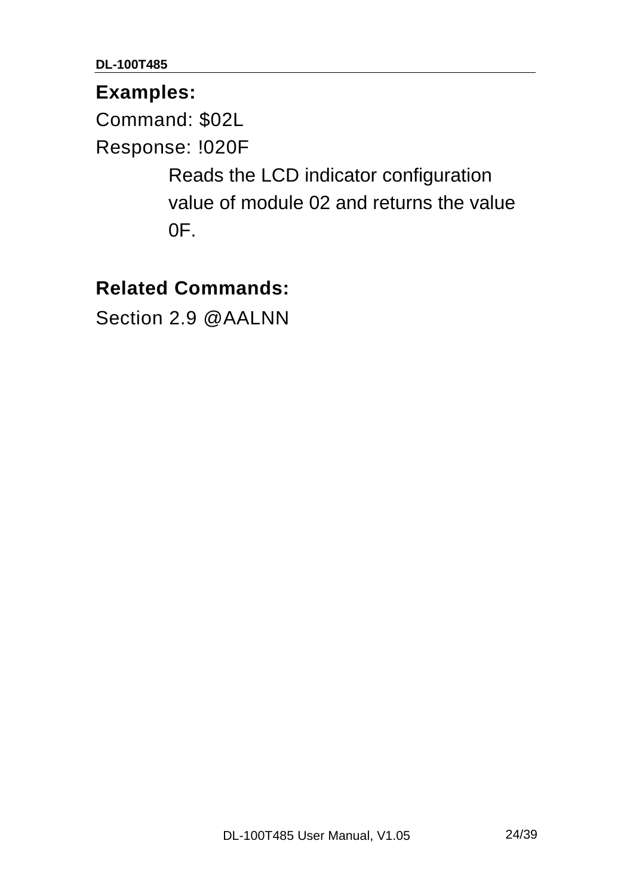**Examples:**

Command: $02L

Response: !020F

> Reads the LCD indicator configuration value of module 02 and returns the value 0F.

**Related Commands:**

Section 2.9 @AALNN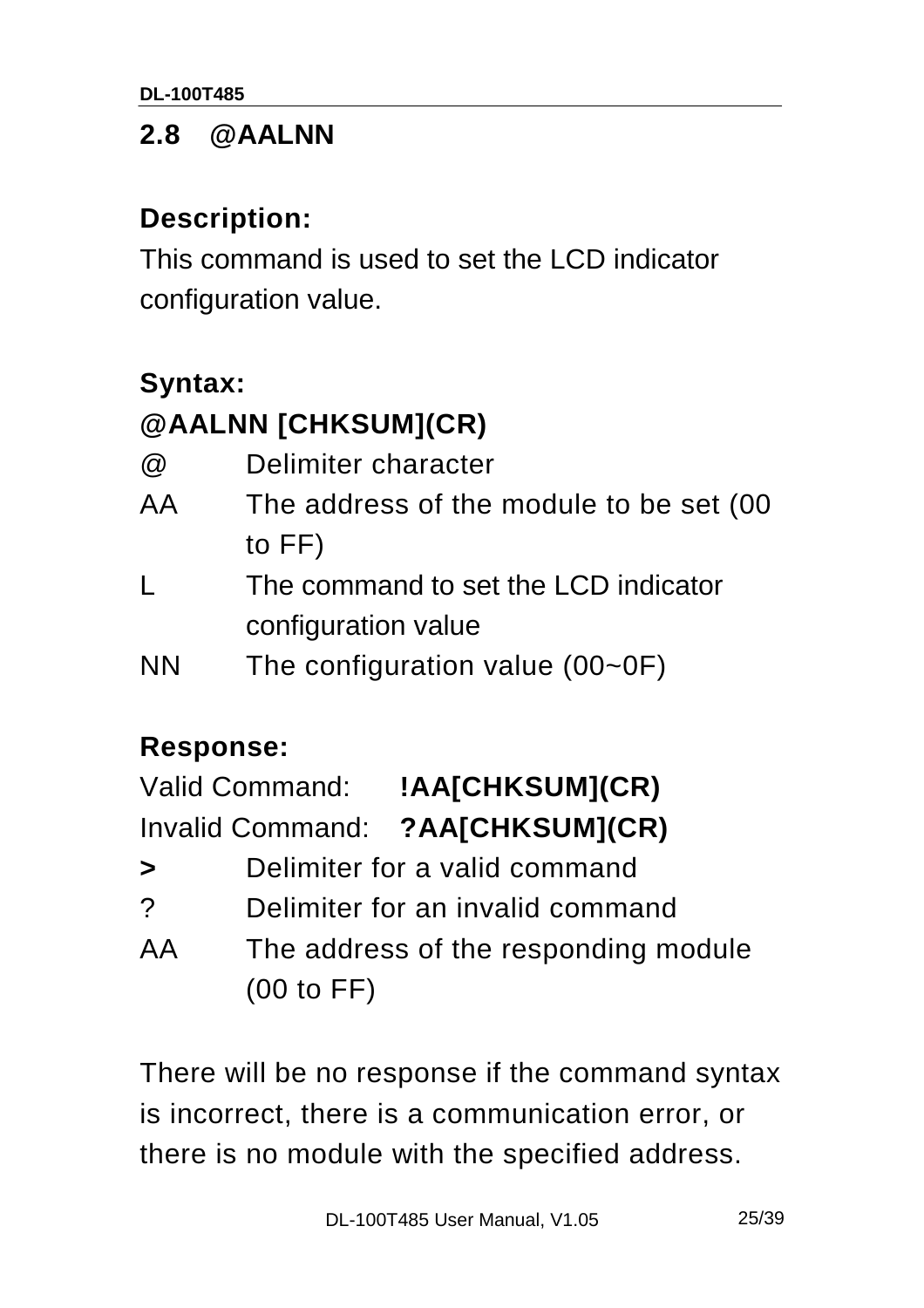## 2.8 @AALNN

### Description:

This command is used to set the LCD indicator configuration value.

### Syntax:

**@AALNN [CHKSUM](CR)**

| | |
|---|---|
| @ | Delimiter character |
| AA | The address of the module to be set (00 to FF) |
| L | The command to set the LCD indicator configuration value |
| NN | The configuration value (00~0F) |

### Response:

Valid Command: **!AA[CHKSUM](CR)**

Invalid Command: **?AA[CHKSUM](CR)**

| | |
|---|---|
| **>** | Delimiter for a valid command |
| ? | Delimiter for an invalid command |
| AA | The address of the responding module (00 to FF) |

There will be no response if the command syntax is incorrect, there is a communication error, or there is no module with the specified address.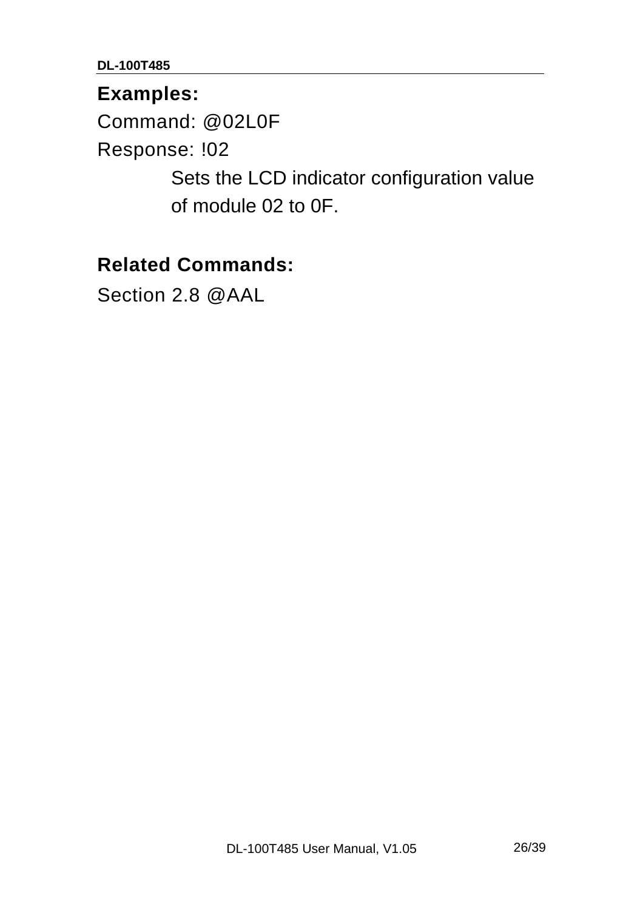**Examples:**

Command: @02L0F

Response: !02

Sets the LCD indicator configuration value of module 02 to 0F.

**Related Commands:**

Section 2.8 @AAL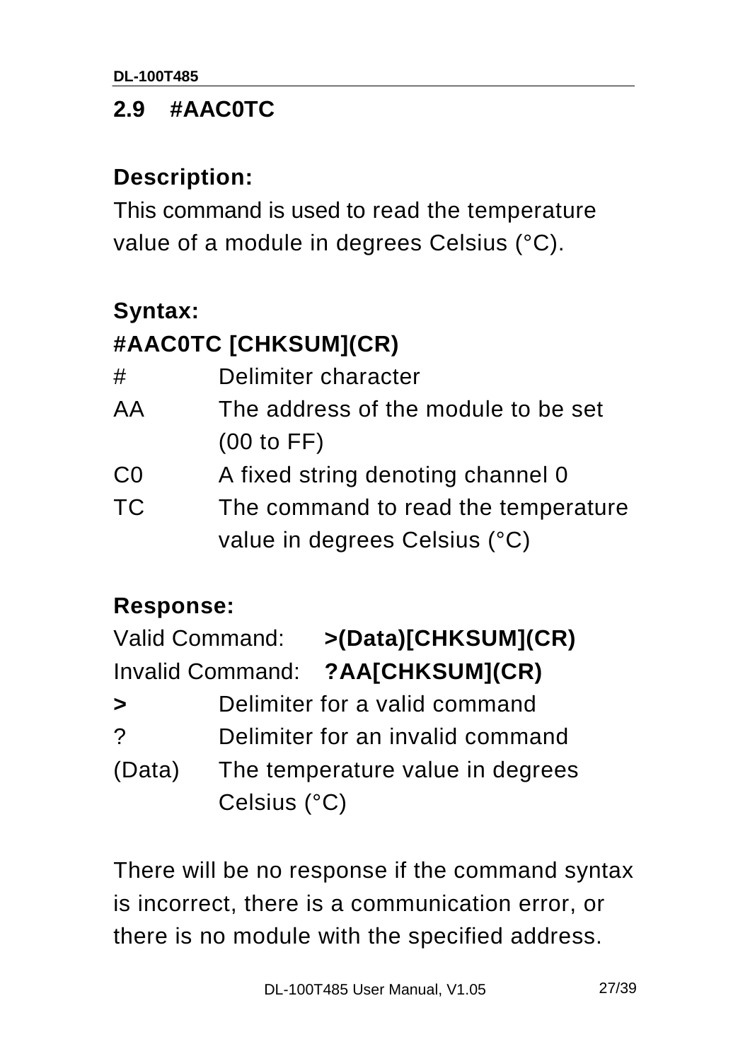## 2.9 #AAC0TC

### Description:

This command is used to read the temperature value of a module in degrees Celsius (°C).

### Syntax:

**#AAC0TC [CHKSUM](CR)**

| | |
|---|---|
| # | Delimiter character |
| AA | The address of the module to be set (00 to FF) |
| C0 | A fixed string denoting channel 0 |
| TC | The command to read the temperature value in degrees Celsius (°C) |

### Response:

Valid Command: **>(Data)[CHKSUM](CR)**

Invalid Command: **?AA[CHKSUM](CR)**

| | |
|---|---|
| **>** | Delimiter for a valid command |
| ? | Delimiter for an invalid command |
| (Data) | The temperature value in degrees Celsius (°C) |

There will be no response if the command syntax is incorrect, there is a communication error, or there is no module with the specified address.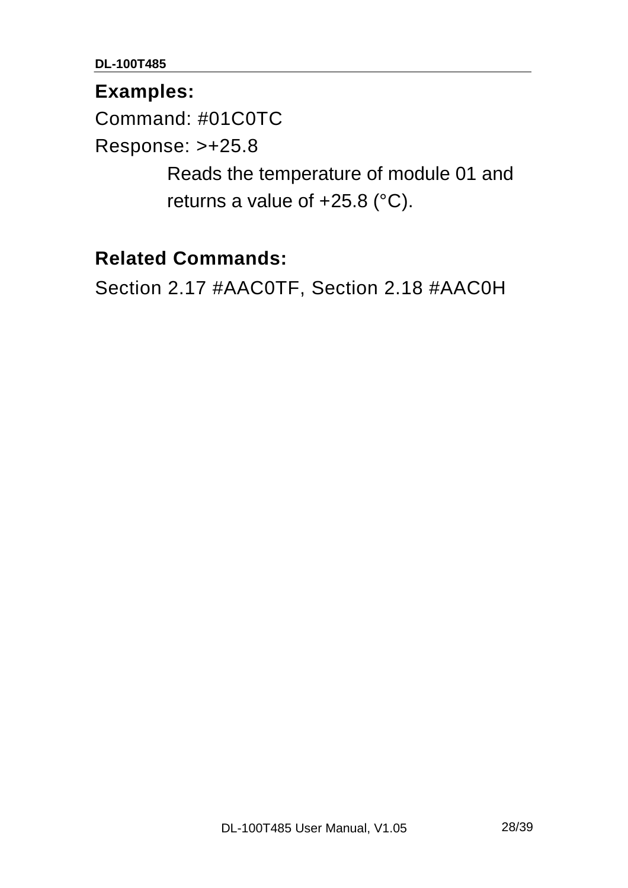**Examples:**

Command: #01C0TC

Response: >+25.8

Reads the temperature of module 01 and returns a value of +25.8 (°C).

**Related Commands:**

Section 2.17 #AAC0TF, Section 2.18 #AAC0H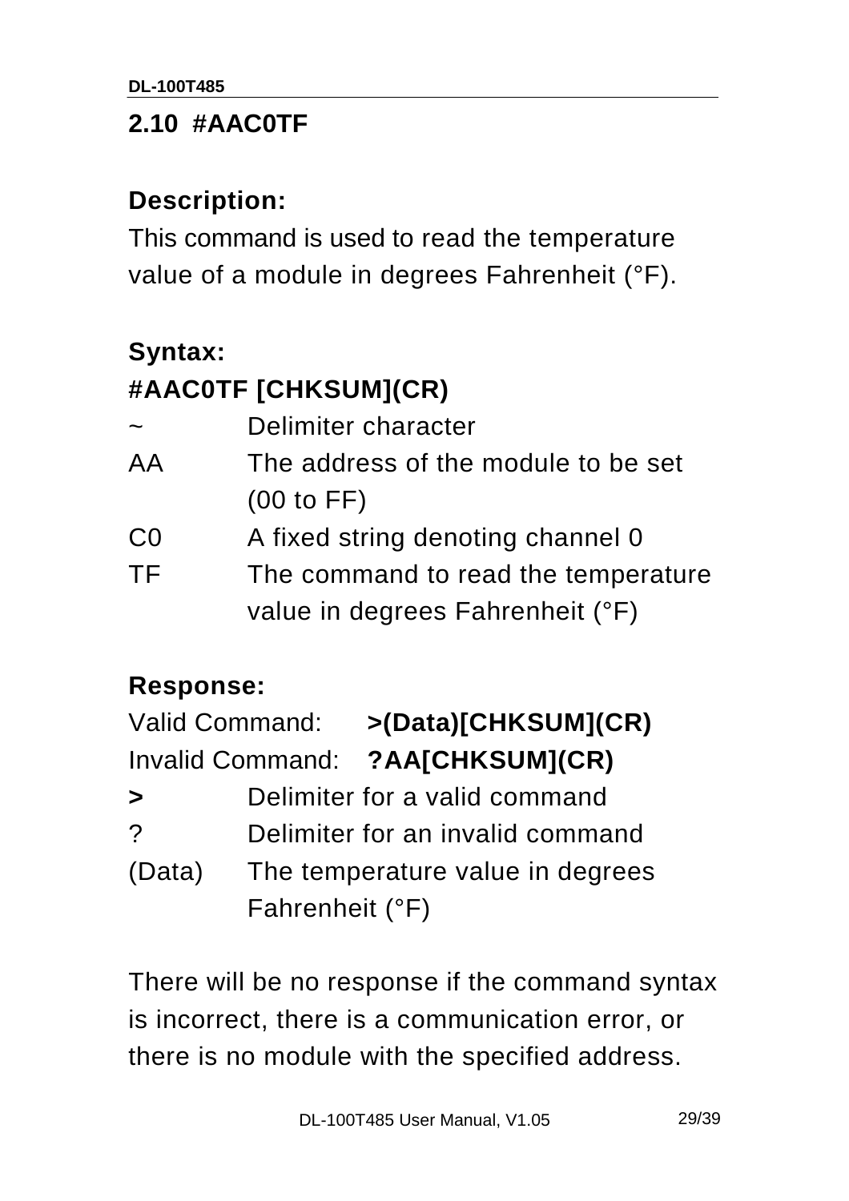## 2.10 #AAC0TF

### Description:

This command is used to read the temperature value of a module in degrees Fahrenheit (°F).

### Syntax:

**#AAC0TF [CHKSUM](CR)**

| | |
|---|---|
| ~ | Delimiter character |
| AA | The address of the module to be set (00 to FF) |
| C0 | A fixed string denoting channel 0 |
| TF | The command to read the temperature value in degrees Fahrenheit (°F) |

### Response:

Valid Command: **>(Data)[CHKSUM](CR)**

Invalid Command: **?AA[CHKSUM](CR)**

| | |
|---|---|
| **>** | Delimiter for a valid command |
| ? | Delimiter for an invalid command |
| (Data) | The temperature value in degrees Fahrenheit (°F) |

There will be no response if the command syntax is incorrect, there is a communication error, or there is no module with the specified address.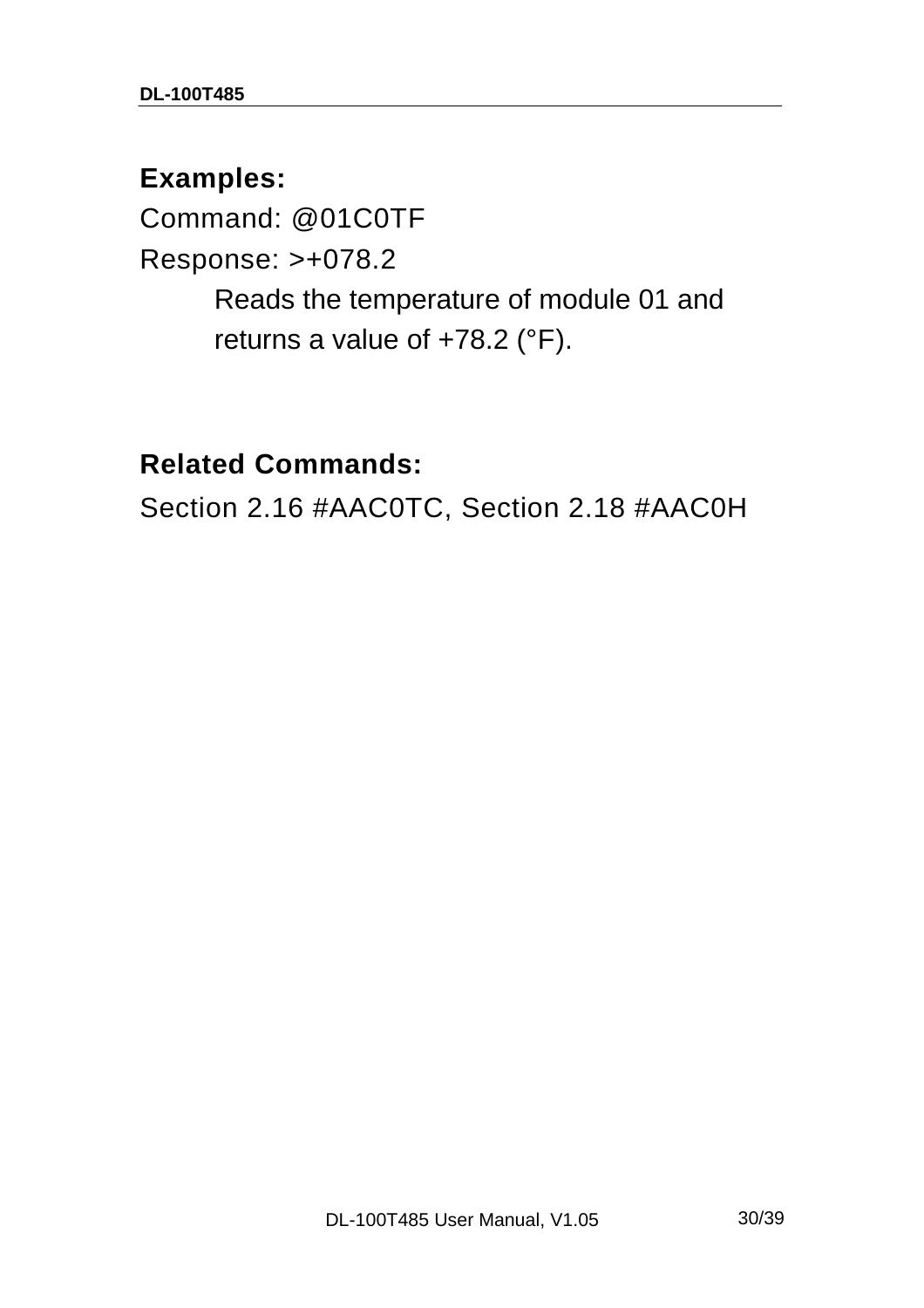**Examples:**

Command: @01C0TF

Response: >+078.2

Reads the temperature of module 01 and returns a value of +78.2 (°F).

**Related Commands:**

Section 2.16 #AAC0TC, Section 2.18 #AAC0H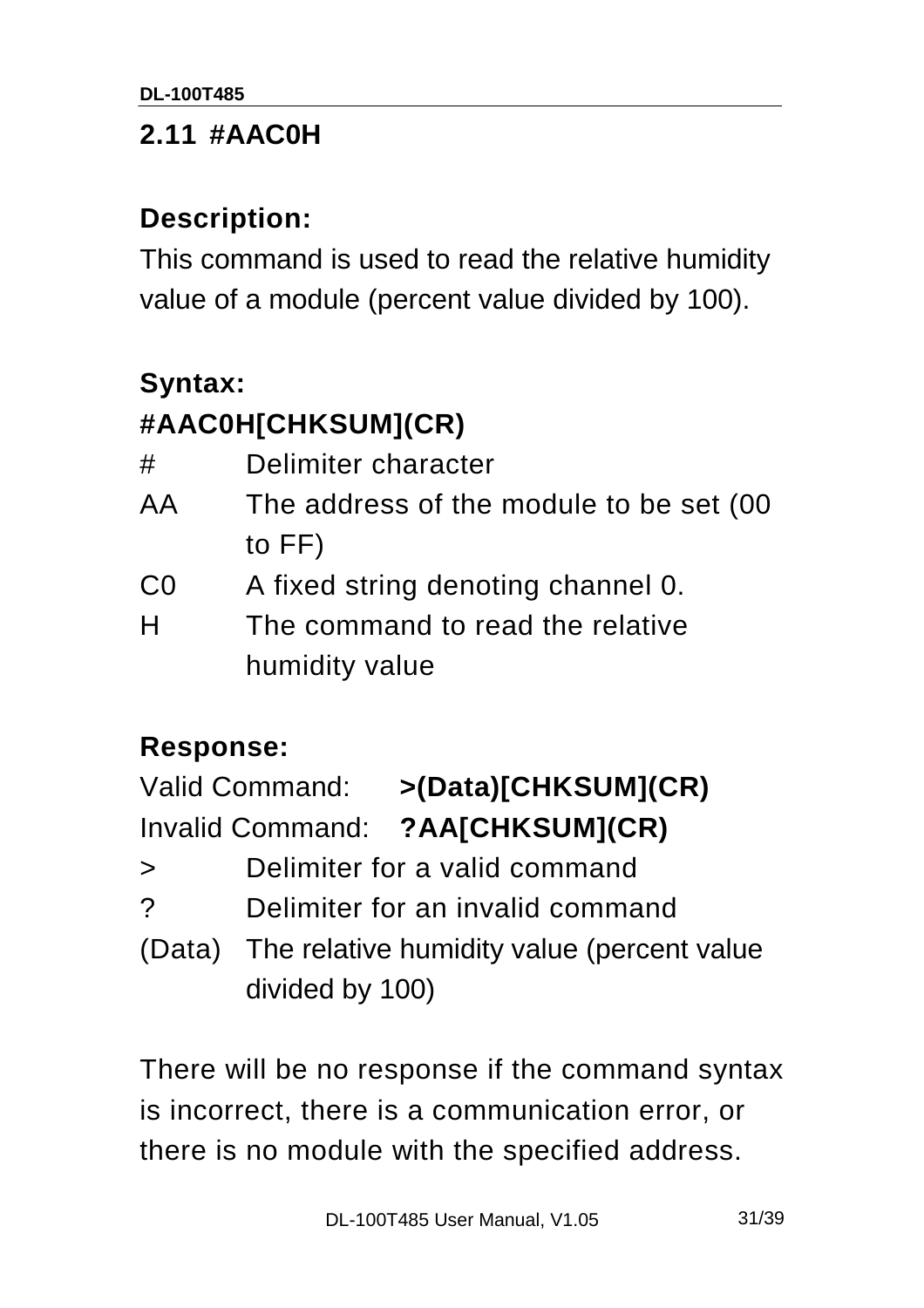## 2.11 #AAC0H

**Description:**

This command is used to read the relative humidity value of a module (percent value divided by 100).

**Syntax:**

**#AAC0H[CHKSUM](CR)**

| | |
|---|---|
| # | Delimiter character |
| AA | The address of the module to be set (00 to FF) |
| C0 | A fixed string denoting channel 0. |
| H | The command to read the relative humidity value |

**Response:**

Valid Command: **>(Data)[CHKSUM](CR)**

Invalid Command: **?AA[CHKSUM](CR)**

| | |
|---|---|
| > | Delimiter for a valid command |
| ? | Delimiter for an invalid command |
| (Data) | The relative humidity value (percent value divided by 100) |

There will be no response if the command syntax is incorrect, there is a communication error, or there is no module with the specified address.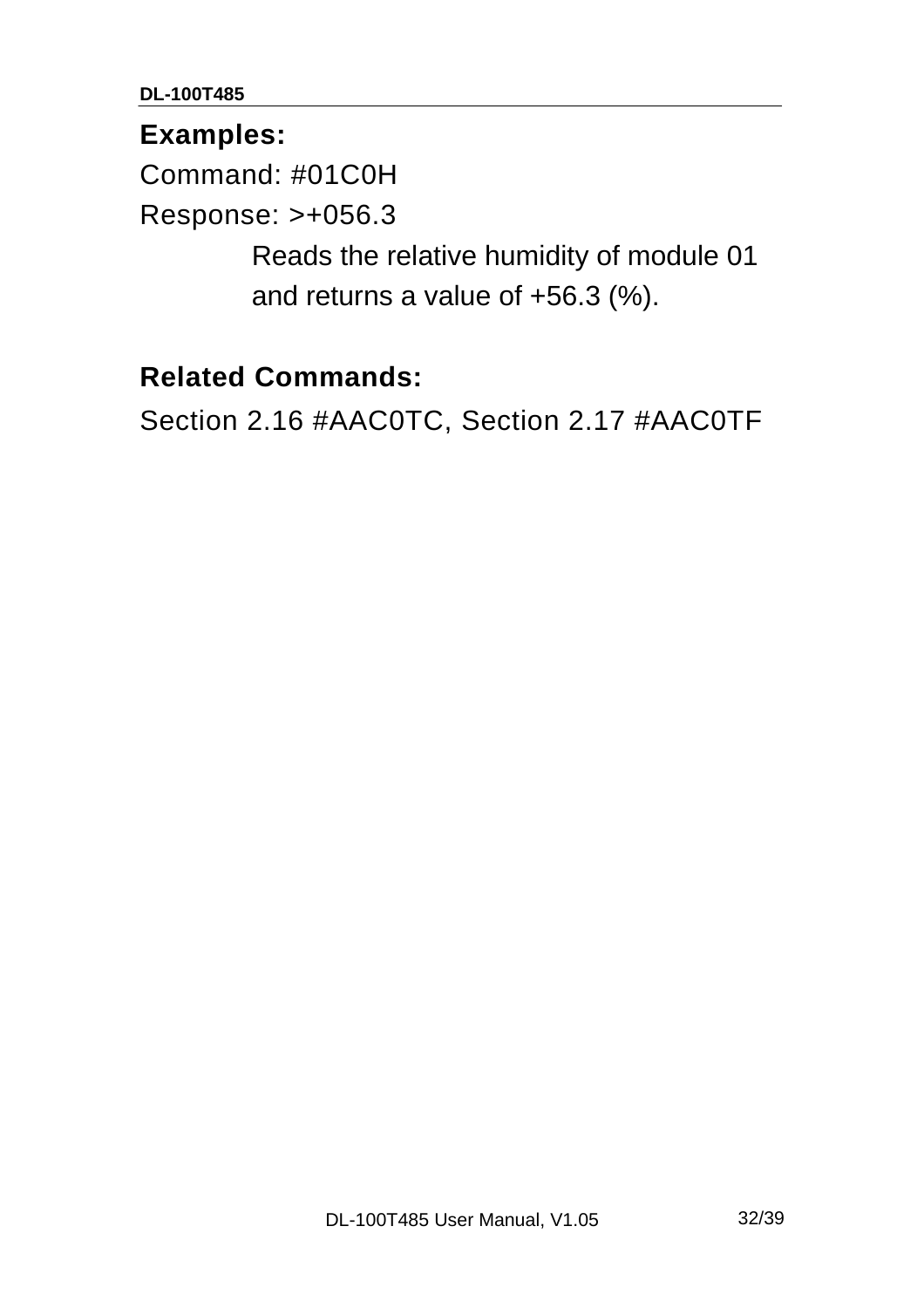**Examples:**

Command: #01C0H

Response: >+056.3

Reads the relative humidity of module 01 and returns a value of +56.3 (%).

**Related Commands:**

Section 2.16 #AAC0TC, Section 2.17 #AAC0TF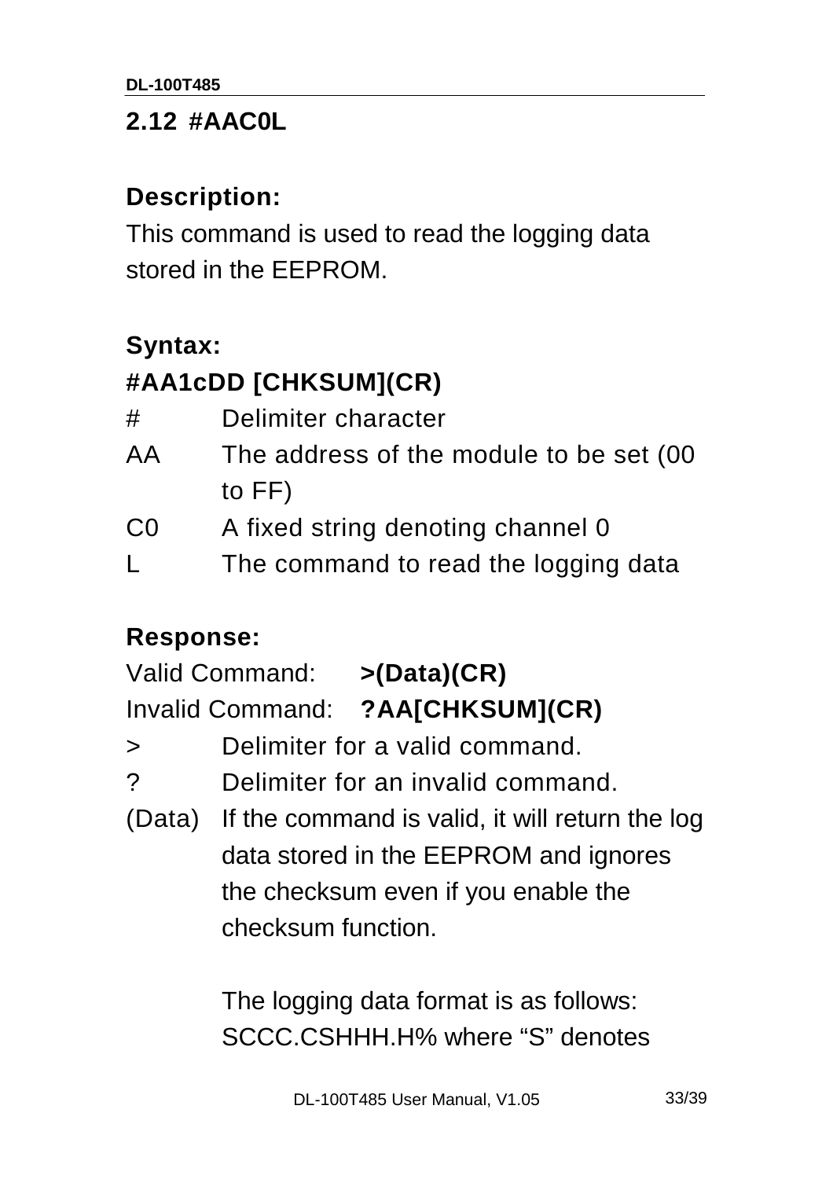## 2.12 #AAC0L

**Description:**

This command is used to read the logging data stored in the EEPROM.

**Syntax:**

**#AA1cDD [CHKSUM](CR)**

| | |
|---|---|
| # | Delimiter character |
| AA | The address of the module to be set (00 to FF) |
| C0 | A fixed string denoting channel 0 |
| L | The command to read the logging data |

**Response:**

Valid Command: **>(Data)(CR)**

Invalid Command: **?AA[CHKSUM](CR)**

| | |
|---|---|
| > | Delimiter for a valid command. |
| ? | Delimiter for an invalid command. |
| (Data) | If the command is valid, it will return the log data stored in the EEPROM and ignores the checksum even if you enable the checksum function.<br><br>The logging data format is as follows: SCCC.CSHHH.H% where “S” denotes |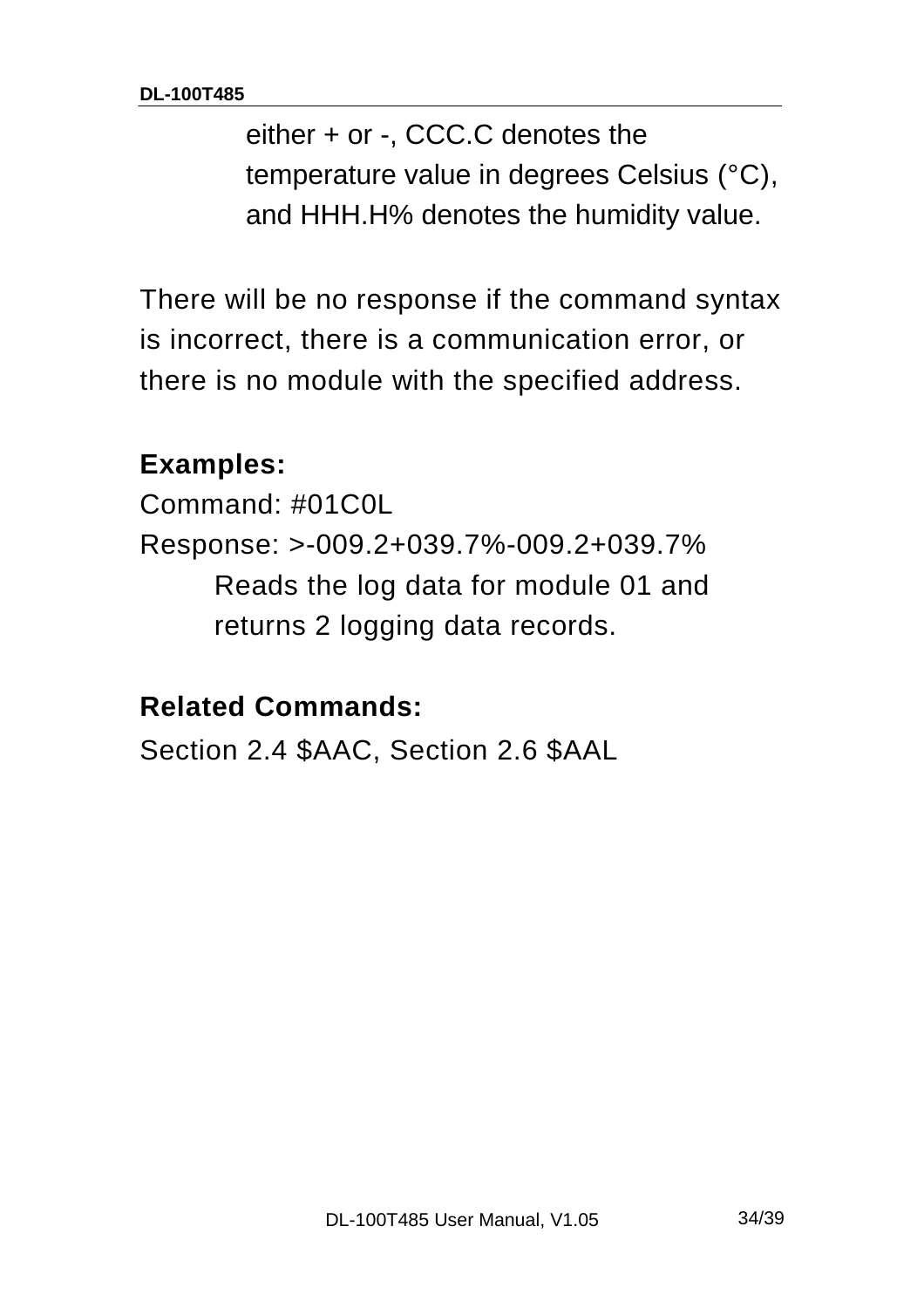either + or -, CCC.C denotes the temperature value in degrees Celsius (°C), and HHH.H% denotes the humidity value.

There will be no response if the command syntax is incorrect, there is a communication error, or there is no module with the specified address.

**Examples:**

Command: #01C0L

Response: >-009.2+039.7%-009.2+039.7%

Reads the log data for module 01 and returns 2 logging data records.

**Related Commands:**

Section 2.4 $AAC, Section 2.6 $AAL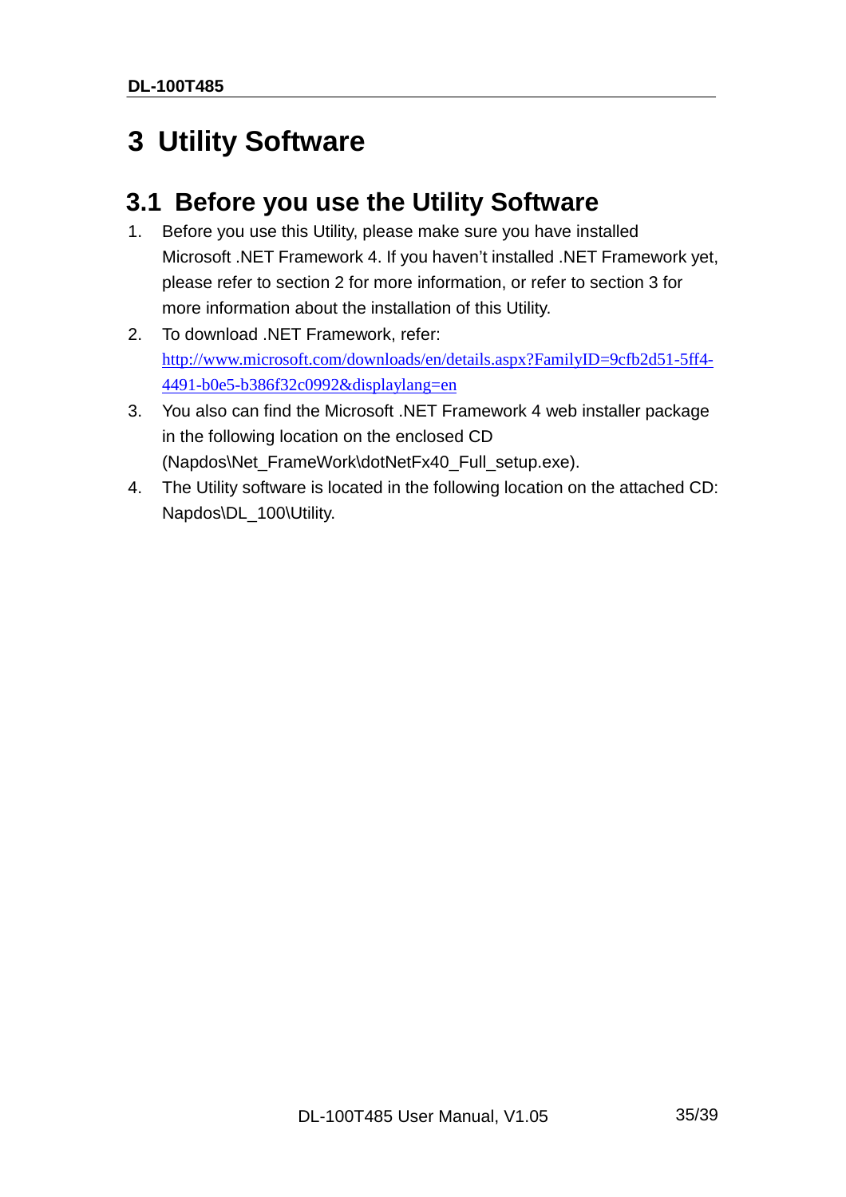# 3 Utility Software

## 3.1 Before you use the Utility Software

1. Before you use this Utility, please make sure you have installed Microsoft .NET Framework 4. If you haven't installed .NET Framework yet, please refer to section 2 for more information, or refer to section 3 for more information about the installation of this Utility.
2. To download .NET Framework, refer: http://www.microsoft.com/downloads/en/details.aspx?FamilyID=9cfb2d51-5ff4-4491-b0e5-b386f32c0992&displaylang=en
3. You also can find the Microsoft .NET Framework 4 web installer package in the following location on the enclosed CD (Napdos\Net_FrameWork\dotNetFx40_Full_setup.exe).
4. The Utility software is located in the following location on the attached CD: Napdos\DL_100\Utility.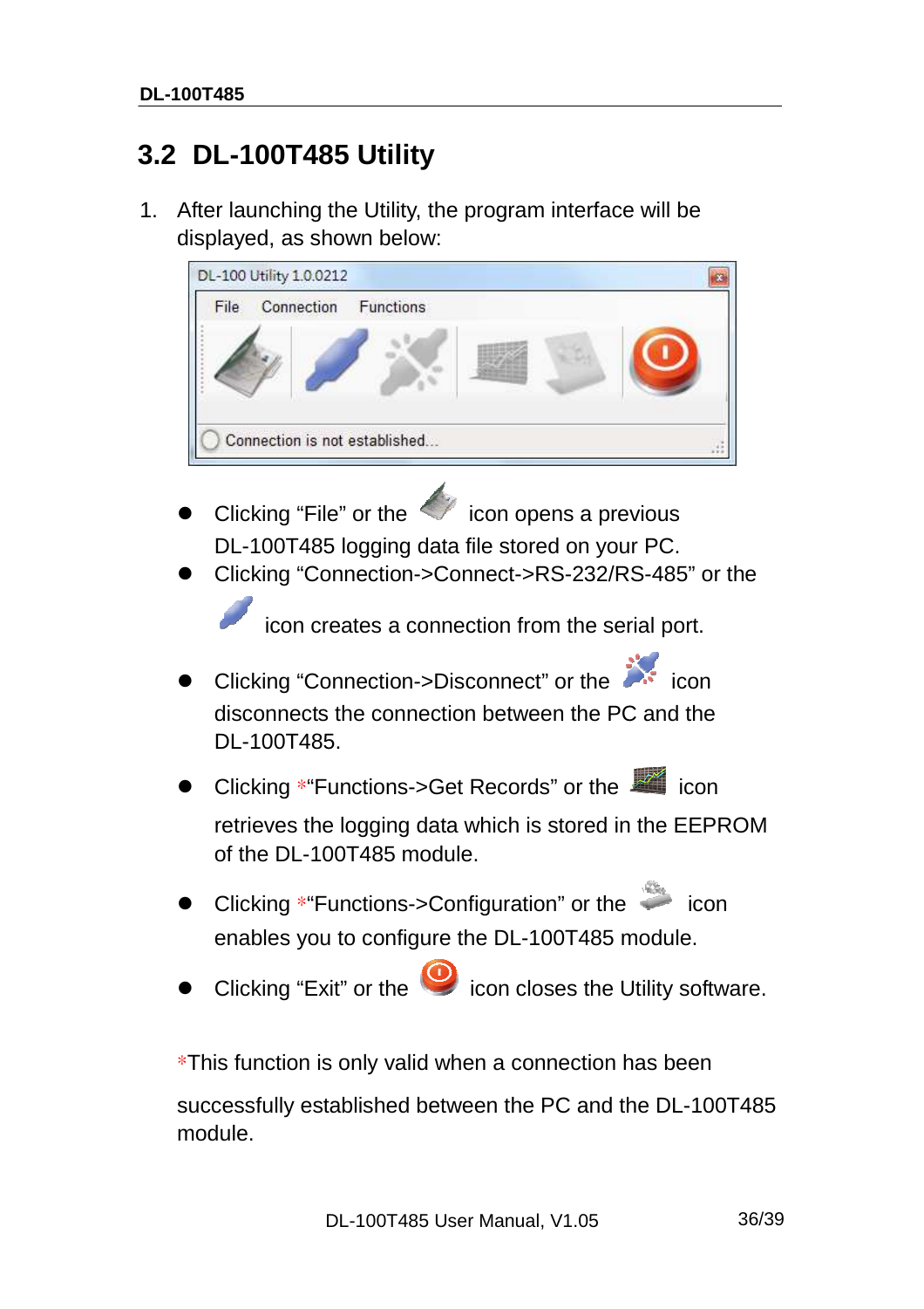## 3.2 DL-100T485 Utility

1. After launching the Utility, the program interface will be displayed, as shown below:

- Clicking “File” or the icon opens a previous DL-100T485 logging data file stored on your PC.
- Clicking “Connection->Connect->RS-232/RS-485” or the icon creates a connection from the serial port.
- Clicking “Connection->Disconnect” or the icon disconnects the connection between the PC and the DL-100T485.
- Clicking *“Functions->Get Records” or the icon retrieves the logging data which is stored in the EEPROM of the DL-100T485 module.
- Clicking *“Functions->Configuration” or the icon enables you to configure the DL-100T485 module.
- Clicking “Exit” or the icon closes the Utility software.

*This function is only valid when a connection has been successfully established between the PC and the DL-100T485 module.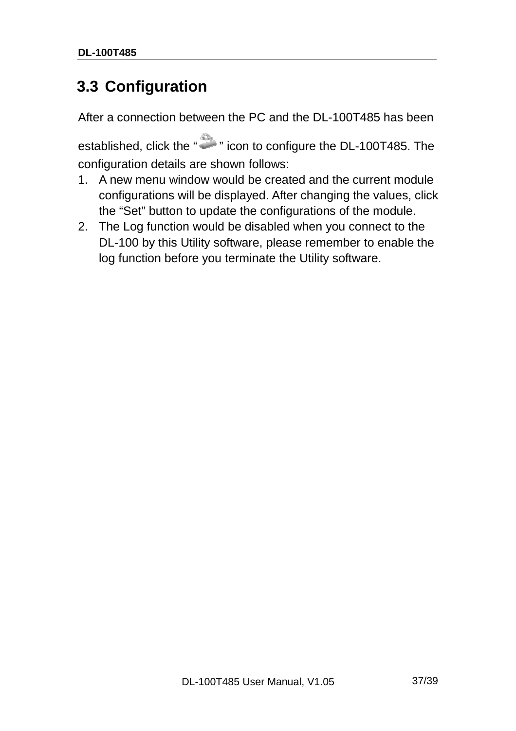## 3.3 Configuration

After a connection between the PC and the DL-100T485 has been established, click the " " icon to configure the DL-100T485. The configuration details are shown follows:

1. A new menu window would be created and the current module configurations will be displayed. After changing the values, click the "Set" button to update the configurations of the module.
2. The Log function would be disabled when you connect to the DL-100 by this Utility software, please remember to enable the log function before you terminate the Utility software.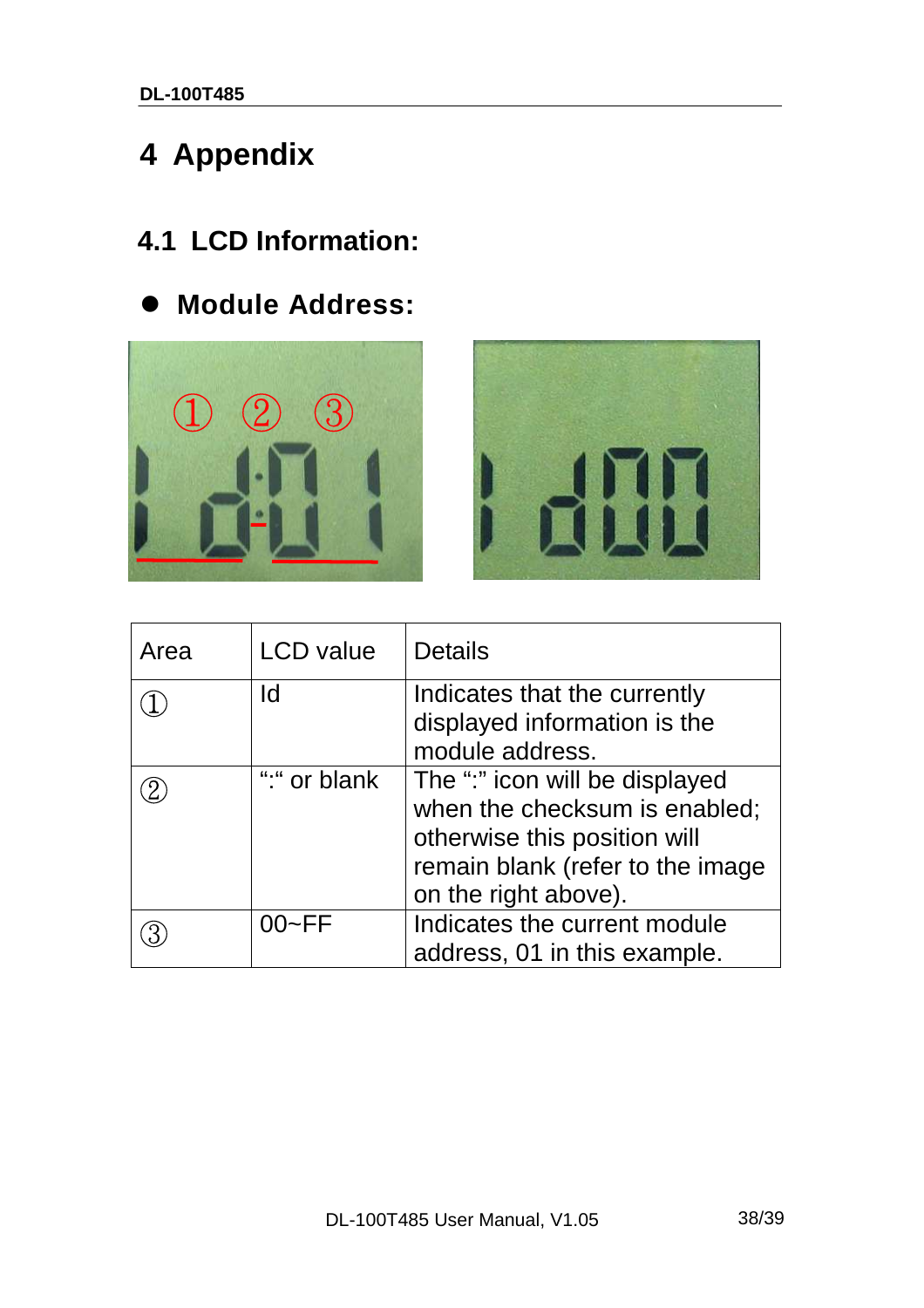# 4 Appendix

## 4.1 LCD Information:

- **Module Address:**

| Area | LCD value | Details |
|---|---|---|
| ① | Id | Indicates that the currently displayed information is the module address. |
| ② | “:“ or blank | The “:” icon will be displayed when the checksum is enabled; otherwise this position will remain blank (refer to the image on the right above). |
| ③ | 00~FF | Indicates the current module address, 01 in this example. |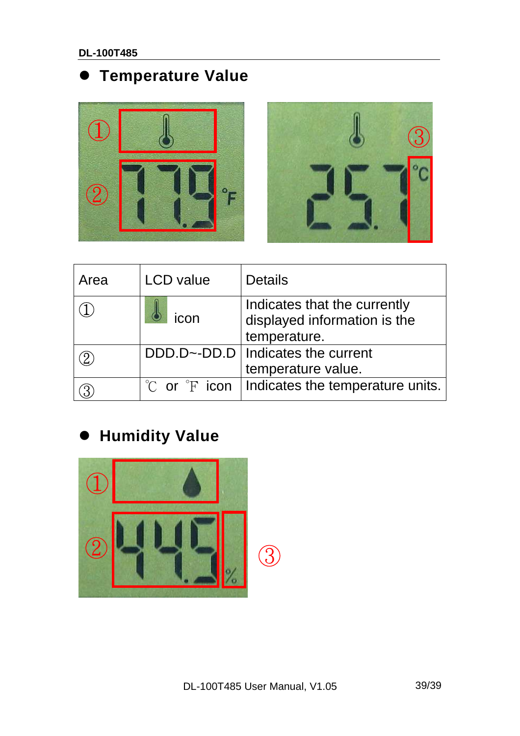- **Temperature Value**

| Area | LCD value | Details |
|---|---|---|
| ① | icon | Indicates that the currently displayed information is the temperature. |
| ② | DDD.D~-DD.D | Indicates the current temperature value. |
| ③ | ℃ or ℉ icon | Indicates the temperature units. |

- **Humidity Value**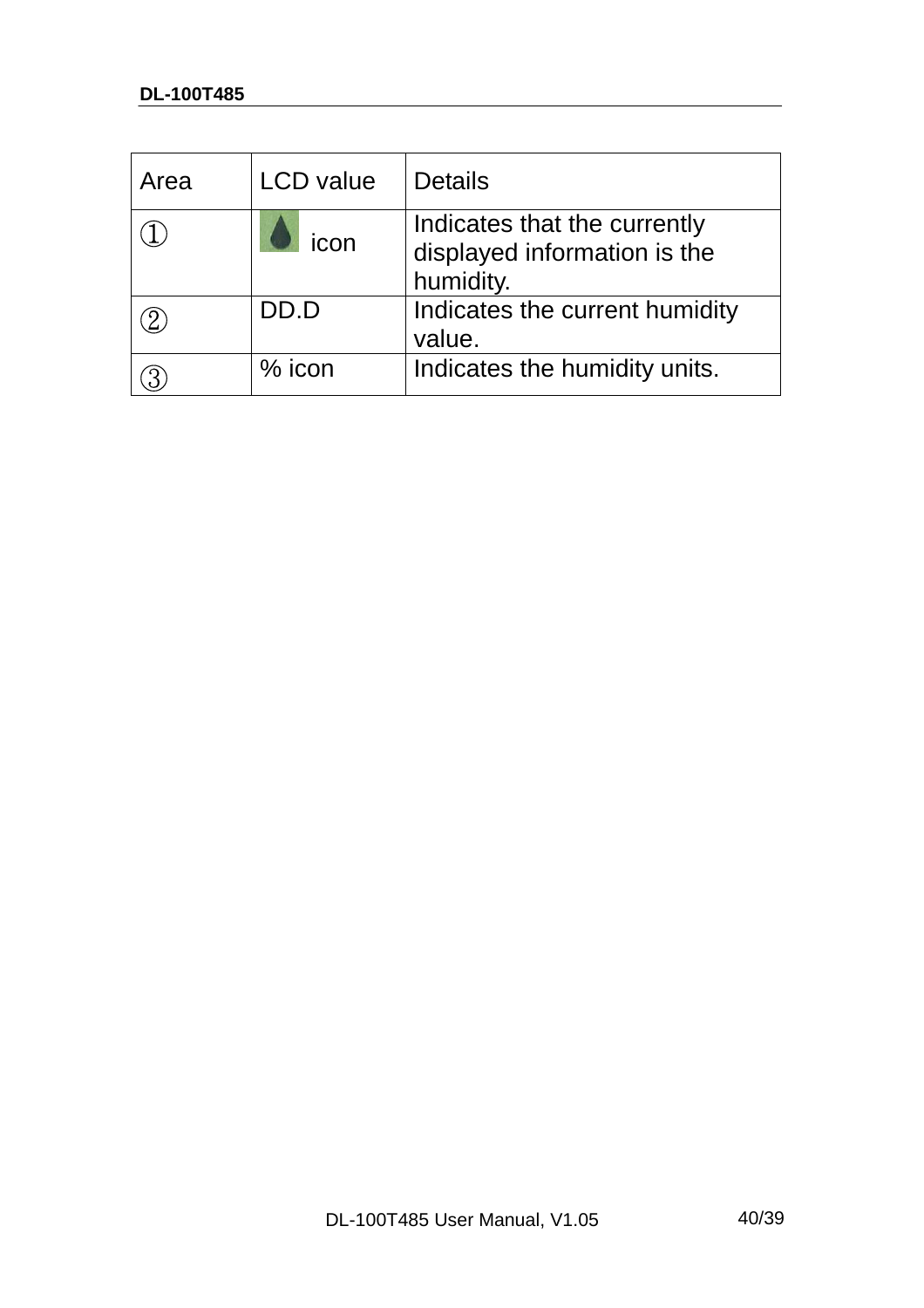| Area | LCD value | Details |
|---|---|---|
| ① | icon | Indicates that the currently displayed information is the humidity. |
| ② | DD.D | Indicates the current humidity value. |
| ③ | % icon | Indicates the humidity units. |